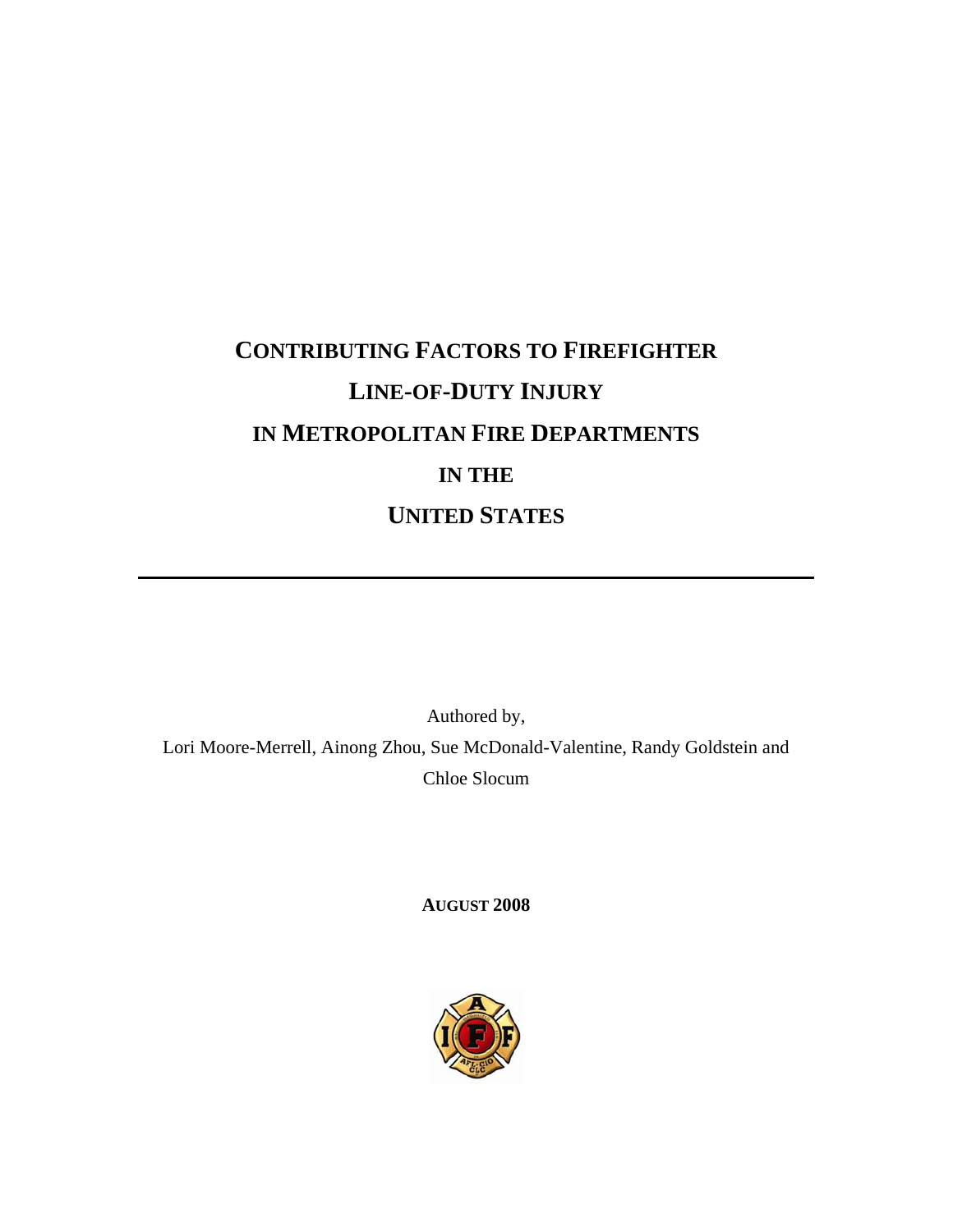# CONTRIBUTING FACTORS TO FIREFIGHTER LINE-OF-DUTY INJURY IN METROPOLITAN FIRE DEPARTMENTS IN THE UNITED STATES

---

Authored by,

Lori Moore-Merrell, Ainong Zhou, Sue McDonald-Valentine, Randy Goldstein and Chloe Slocum

**AUGUST 2008**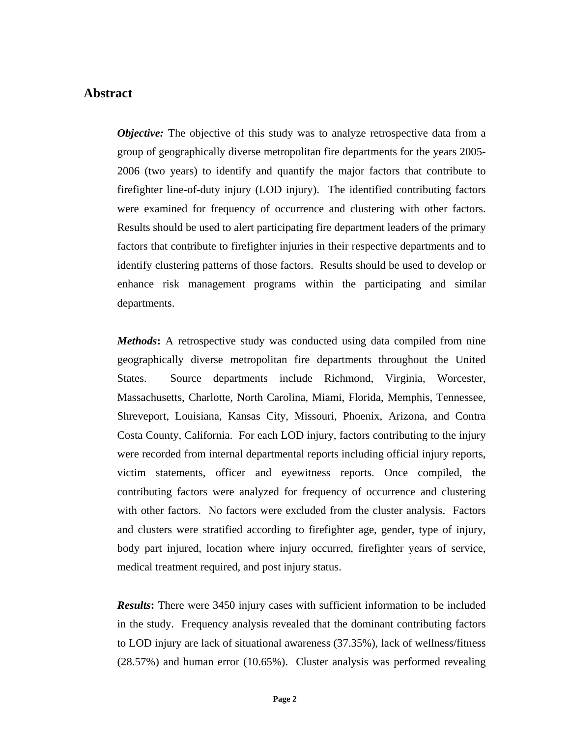## Abstract

***Objective:*** The objective of this study was to analyze retrospective data from a group of geographically diverse metropolitan fire departments for the years 2005-2006 (two years) to identify and quantify the major factors that contribute to firefighter line-of-duty injury (LOD injury). The identified contributing factors were examined for frequency of occurrence and clustering with other factors. Results should be used to alert participating fire department leaders of the primary factors that contribute to firefighter injuries in their respective departments and to identify clustering patterns of those factors. Results should be used to develop or enhance risk management programs within the participating and similar departments.

***Methods*:** A retrospective study was conducted using data compiled from nine geographically diverse metropolitan fire departments throughout the United States. Source departments include Richmond, Virginia, Worcester, Massachusetts, Charlotte, North Carolina, Miami, Florida, Memphis, Tennessee, Shreveport, Louisiana, Kansas City, Missouri, Phoenix, Arizona, and Contra Costa County, California. For each LOD injury, factors contributing to the injury were recorded from internal departmental reports including official injury reports, victim statements, officer and eyewitness reports. Once compiled, the contributing factors were analyzed for frequency of occurrence and clustering with other factors. No factors were excluded from the cluster analysis. Factors and clusters were stratified according to firefighter age, gender, type of injury, body part injured, location where injury occurred, firefighter years of service, medical treatment required, and post injury status.

***Results*:** There were 3450 injury cases with sufficient information to be included in the study. Frequency analysis revealed that the dominant contributing factors to LOD injury are lack of situational awareness (37.35%), lack of wellness/fitness (28.57%) and human error (10.65%). Cluster analysis was performed revealing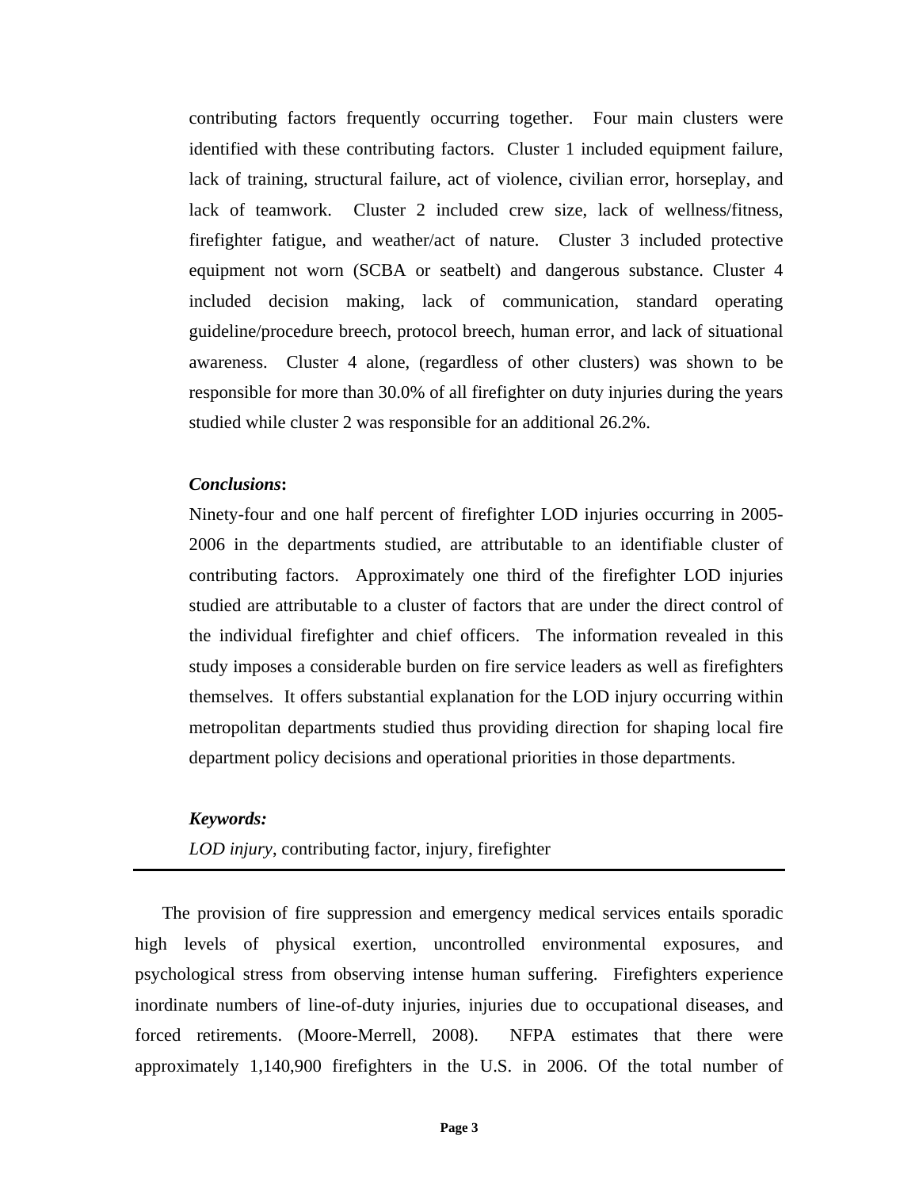contributing factors frequently occurring together. Four main clusters were identified with these contributing factors. Cluster 1 included equipment failure, lack of training, structural failure, act of violence, civilian error, horseplay, and lack of teamwork. Cluster 2 included crew size, lack of wellness/fitness, firefighter fatigue, and weather/act of nature. Cluster 3 included protective equipment not worn (SCBA or seatbelt) and dangerous substance. Cluster 4 included decision making, lack of communication, standard operating guideline/procedure breech, protocol breech, human error, and lack of situational awareness. Cluster 4 alone, (regardless of other clusters) was shown to be responsible for more than 30.0% of all firefighter on duty injuries during the years studied while cluster 2 was responsible for an additional 26.2%.

***Conclusions*:**

Ninety-four and one half percent of firefighter LOD injuries occurring in 2005-2006 in the departments studied, are attributable to an identifiable cluster of contributing factors. Approximately one third of the firefighter LOD injuries studied are attributable to a cluster of factors that are under the direct control of the individual firefighter and chief officers. The information revealed in this study imposes a considerable burden on fire service leaders as well as firefighters themselves. It offers substantial explanation for the LOD injury occurring within metropolitan departments studied thus providing direction for shaping local fire department policy decisions and operational priorities in those departments.

***Keywords:***

*LOD injury*, contributing factor, injury, firefighter

---

The provision of fire suppression and emergency medical services entails sporadic high levels of physical exertion, uncontrolled environmental exposures, and psychological stress from observing intense human suffering. Firefighters experience inordinate numbers of line-of-duty injuries, injuries due to occupational diseases, and forced retirements. (Moore-Merrell, 2008). NFPA estimates that there were approximately 1,140,900 firefighters in the U.S. in 2006. Of the total number of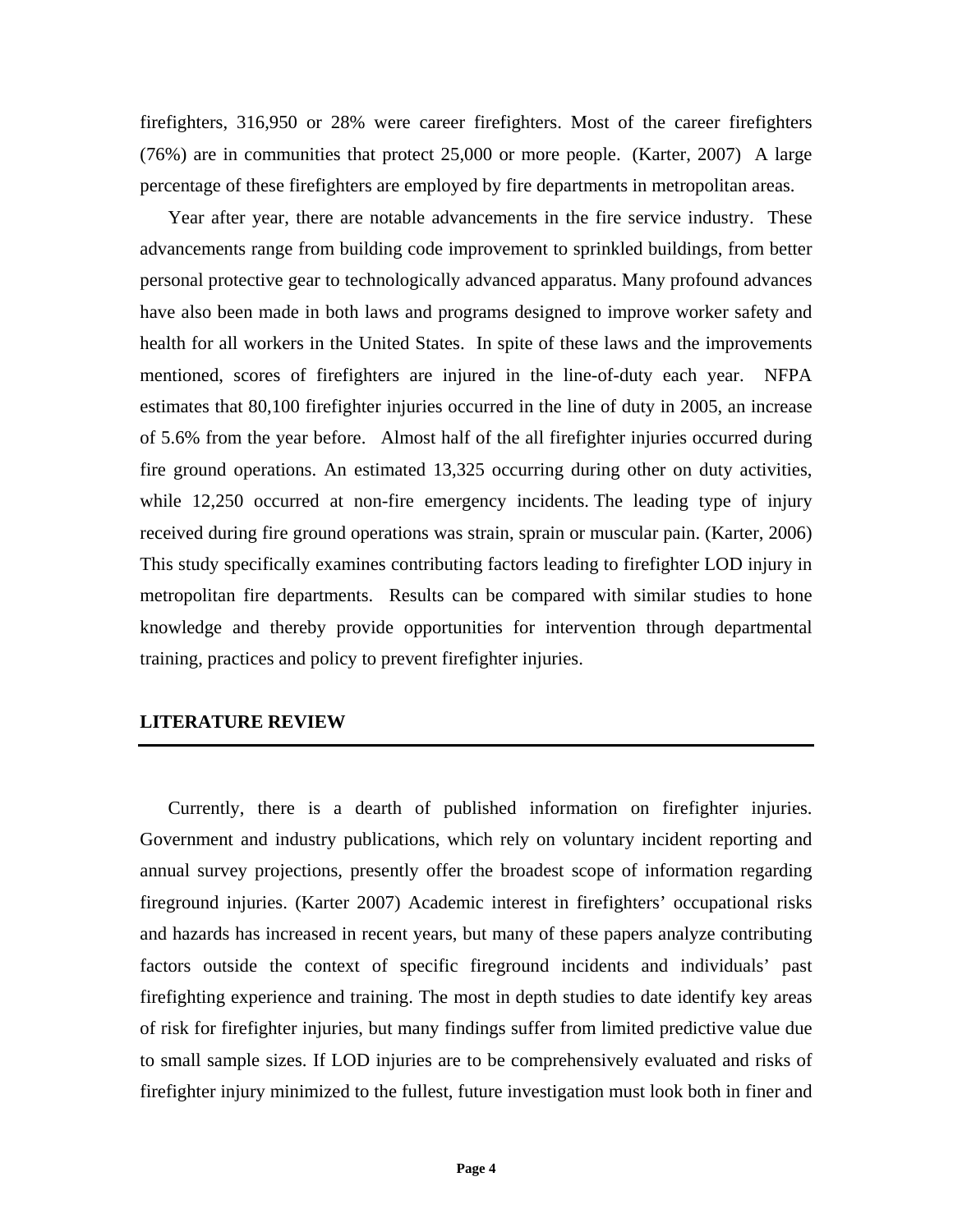firefighters, 316,950 or 28% were career firefighters. Most of the career firefighters (76%) are in communities that protect 25,000 or more people. (Karter, 2007) A large percentage of these firefighters are employed by fire departments in metropolitan areas.

Year after year, there are notable advancements in the fire service industry. These advancements range from building code improvement to sprinkled buildings, from better personal protective gear to technologically advanced apparatus. Many profound advances have also been made in both laws and programs designed to improve worker safety and health for all workers in the United States. In spite of these laws and the improvements mentioned, scores of firefighters are injured in the line-of-duty each year. NFPA estimates that 80,100 firefighter injuries occurred in the line of duty in 2005, an increase of 5.6% from the year before. Almost half of the all firefighter injuries occurred during fire ground operations. An estimated 13,325 occurring during other on duty activities, while 12,250 occurred at non-fire emergency incidents. The leading type of injury received during fire ground operations was strain, sprain or muscular pain. (Karter, 2006) This study specifically examines contributing factors leading to firefighter LOD injury in metropolitan fire departments. Results can be compared with similar studies to hone knowledge and thereby provide opportunities for intervention through departmental training, practices and policy to prevent firefighter injuries.

## LITERATURE REVIEW

Currently, there is a dearth of published information on firefighter injuries. Government and industry publications, which rely on voluntary incident reporting and annual survey projections, presently offer the broadest scope of information regarding fireground injuries. (Karter 2007) Academic interest in firefighters' occupational risks and hazards has increased in recent years, but many of these papers analyze contributing factors outside the context of specific fireground incidents and individuals' past firefighting experience and training. The most in depth studies to date identify key areas of risk for firefighter injuries, but many findings suffer from limited predictive value due to small sample sizes. If LOD injuries are to be comprehensively evaluated and risks of firefighter injury minimized to the fullest, future investigation must look both in finer and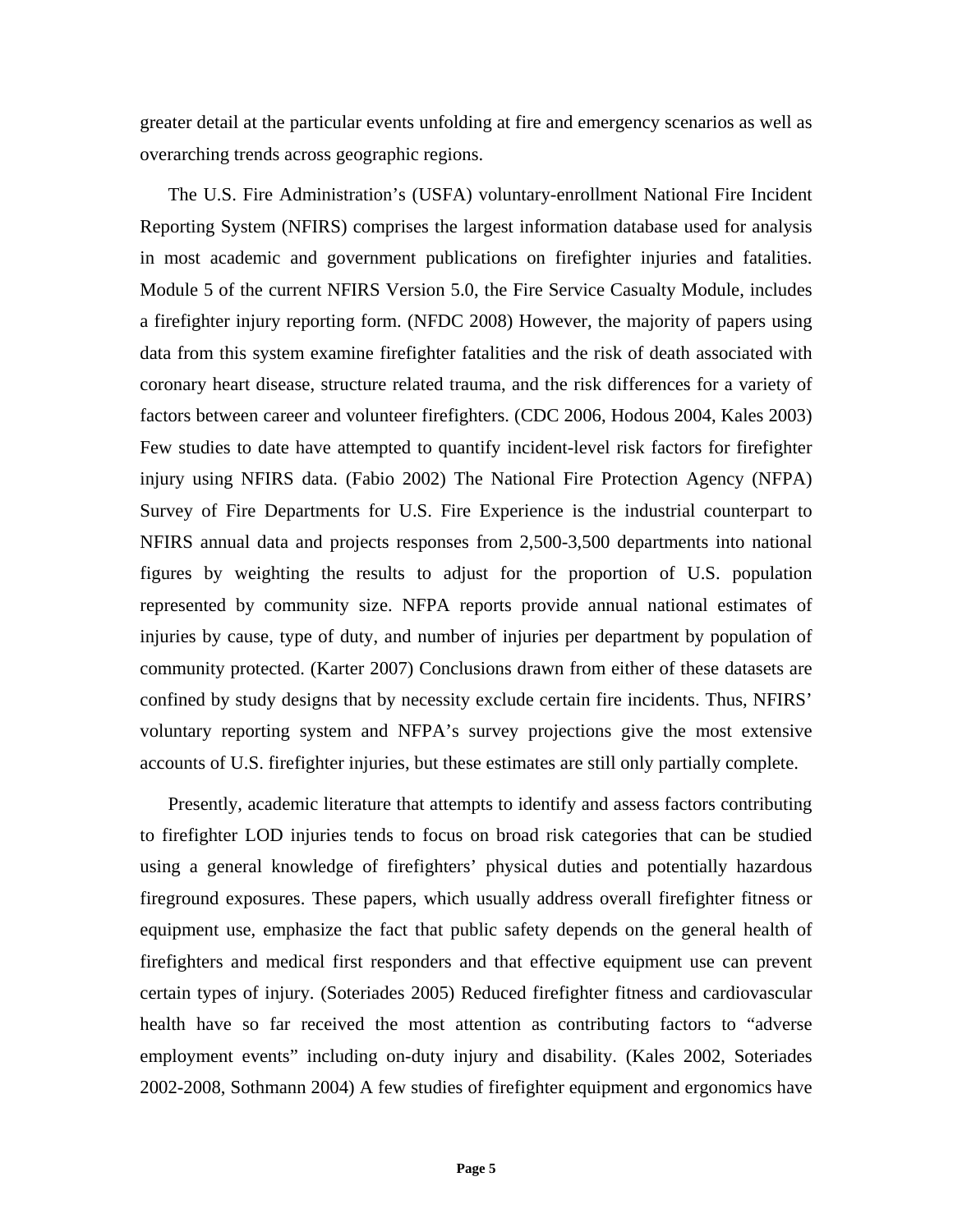greater detail at the particular events unfolding at fire and emergency scenarios as well as overarching trends across geographic regions.

The U.S. Fire Administration's (USFA) voluntary-enrollment National Fire Incident Reporting System (NFIRS) comprises the largest information database used for analysis in most academic and government publications on firefighter injuries and fatalities. Module 5 of the current NFIRS Version 5.0, the Fire Service Casualty Module, includes a firefighter injury reporting form. (NFDC 2008) However, the majority of papers using data from this system examine firefighter fatalities and the risk of death associated with coronary heart disease, structure related trauma, and the risk differences for a variety of factors between career and volunteer firefighters. (CDC 2006, Hodous 2004, Kales 2003) Few studies to date have attempted to quantify incident-level risk factors for firefighter injury using NFIRS data. (Fabio 2002) The National Fire Protection Agency (NFPA) Survey of Fire Departments for U.S. Fire Experience is the industrial counterpart to NFIRS annual data and projects responses from 2,500-3,500 departments into national figures by weighting the results to adjust for the proportion of U.S. population represented by community size. NFPA reports provide annual national estimates of injuries by cause, type of duty, and number of injuries per department by population of community protected. (Karter 2007) Conclusions drawn from either of these datasets are confined by study designs that by necessity exclude certain fire incidents. Thus, NFIRS' voluntary reporting system and NFPA's survey projections give the most extensive accounts of U.S. firefighter injuries, but these estimates are still only partially complete.

Presently, academic literature that attempts to identify and assess factors contributing to firefighter LOD injuries tends to focus on broad risk categories that can be studied using a general knowledge of firefighters' physical duties and potentially hazardous fireground exposures. These papers, which usually address overall firefighter fitness or equipment use, emphasize the fact that public safety depends on the general health of firefighters and medical first responders and that effective equipment use can prevent certain types of injury. (Soteriades 2005) Reduced firefighter fitness and cardiovascular health have so far received the most attention as contributing factors to "adverse employment events" including on-duty injury and disability. (Kales 2002, Soteriades 2002-2008, Sothmann 2004) A few studies of firefighter equipment and ergonomics have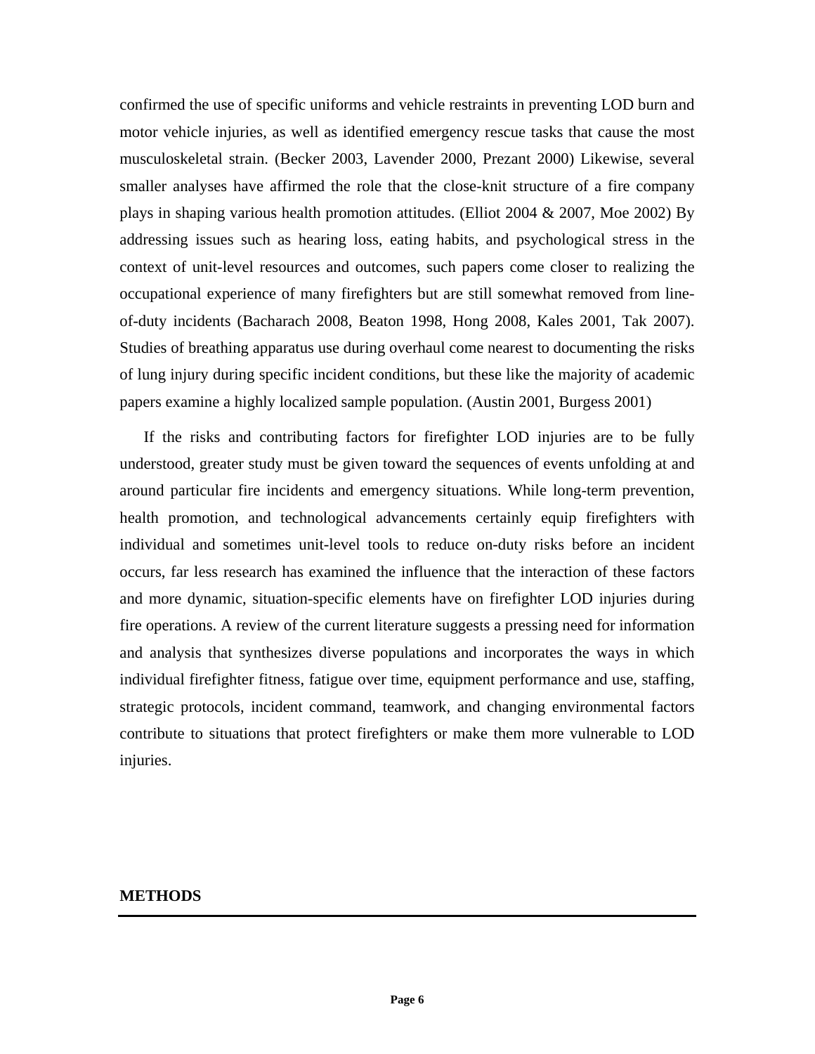confirmed the use of specific uniforms and vehicle restraints in preventing LOD burn and motor vehicle injuries, as well as identified emergency rescue tasks that cause the most musculoskeletal strain. (Becker 2003, Lavender 2000, Prezant 2000) Likewise, several smaller analyses have affirmed the role that the close-knit structure of a fire company plays in shaping various health promotion attitudes. (Elliot 2004 & 2007, Moe 2002) By addressing issues such as hearing loss, eating habits, and psychological stress in the context of unit-level resources and outcomes, such papers come closer to realizing the occupational experience of many firefighters but are still somewhat removed from line-of-duty incidents (Bacharach 2008, Beaton 1998, Hong 2008, Kales 2001, Tak 2007). Studies of breathing apparatus use during overhaul come nearest to documenting the risks of lung injury during specific incident conditions, but these like the majority of academic papers examine a highly localized sample population. (Austin 2001, Burgess 2001)

If the risks and contributing factors for firefighter LOD injuries are to be fully understood, greater study must be given toward the sequences of events unfolding at and around particular fire incidents and emergency situations. While long-term prevention, health promotion, and technological advancements certainly equip firefighters with individual and sometimes unit-level tools to reduce on-duty risks before an incident occurs, far less research has examined the influence that the interaction of these factors and more dynamic, situation-specific elements have on firefighter LOD injuries during fire operations. A review of the current literature suggests a pressing need for information and analysis that synthesizes diverse populations and incorporates the ways in which individual firefighter fitness, fatigue over time, equipment performance and use, staffing, strategic protocols, incident command, teamwork, and changing environmental factors contribute to situations that protect firefighters or make them more vulnerable to LOD injuries.

## METHODS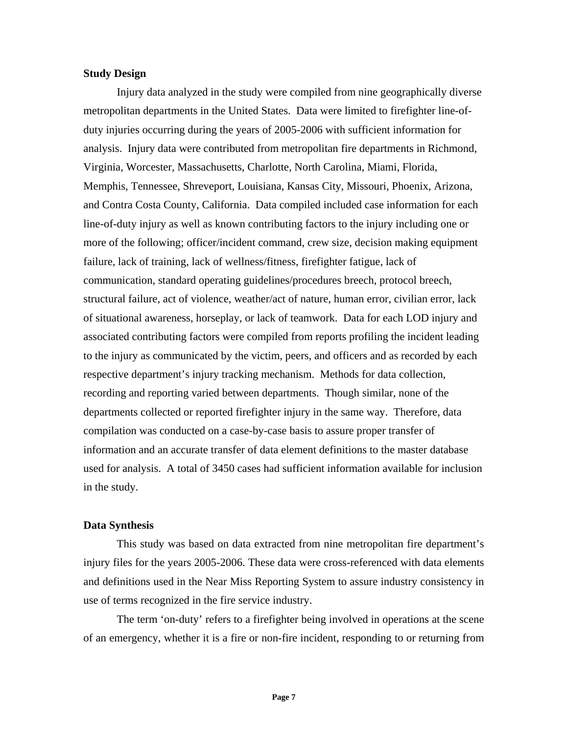**Study Design**

Injury data analyzed in the study were compiled from nine geographically diverse metropolitan departments in the United States. Data were limited to firefighter line-of-duty injuries occurring during the years of 2005-2006 with sufficient information for analysis. Injury data were contributed from metropolitan fire departments in Richmond, Virginia, Worcester, Massachusetts, Charlotte, North Carolina, Miami, Florida, Memphis, Tennessee, Shreveport, Louisiana, Kansas City, Missouri, Phoenix, Arizona, and Contra Costa County, California. Data compiled included case information for each line-of-duty injury as well as known contributing factors to the injury including one or more of the following; officer/incident command, crew size, decision making equipment failure, lack of training, lack of wellness/fitness, firefighter fatigue, lack of communication, standard operating guidelines/procedures breech, protocol breech, structural failure, act of violence, weather/act of nature, human error, civilian error, lack of situational awareness, horseplay, or lack of teamwork. Data for each LOD injury and associated contributing factors were compiled from reports profiling the incident leading to the injury as communicated by the victim, peers, and officers and as recorded by each respective department's injury tracking mechanism. Methods for data collection, recording and reporting varied between departments. Though similar, none of the departments collected or reported firefighter injury in the same way. Therefore, data compilation was conducted on a case-by-case basis to assure proper transfer of information and an accurate transfer of data element definitions to the master database used for analysis. A total of 3450 cases had sufficient information available for inclusion in the study.

**Data Synthesis**

This study was based on data extracted from nine metropolitan fire department's injury files for the years 2005-2006. These data were cross-referenced with data elements and definitions used in the Near Miss Reporting System to assure industry consistency in use of terms recognized in the fire service industry.

The term 'on-duty' refers to a firefighter being involved in operations at the scene of an emergency, whether it is a fire or non-fire incident, responding to or returning from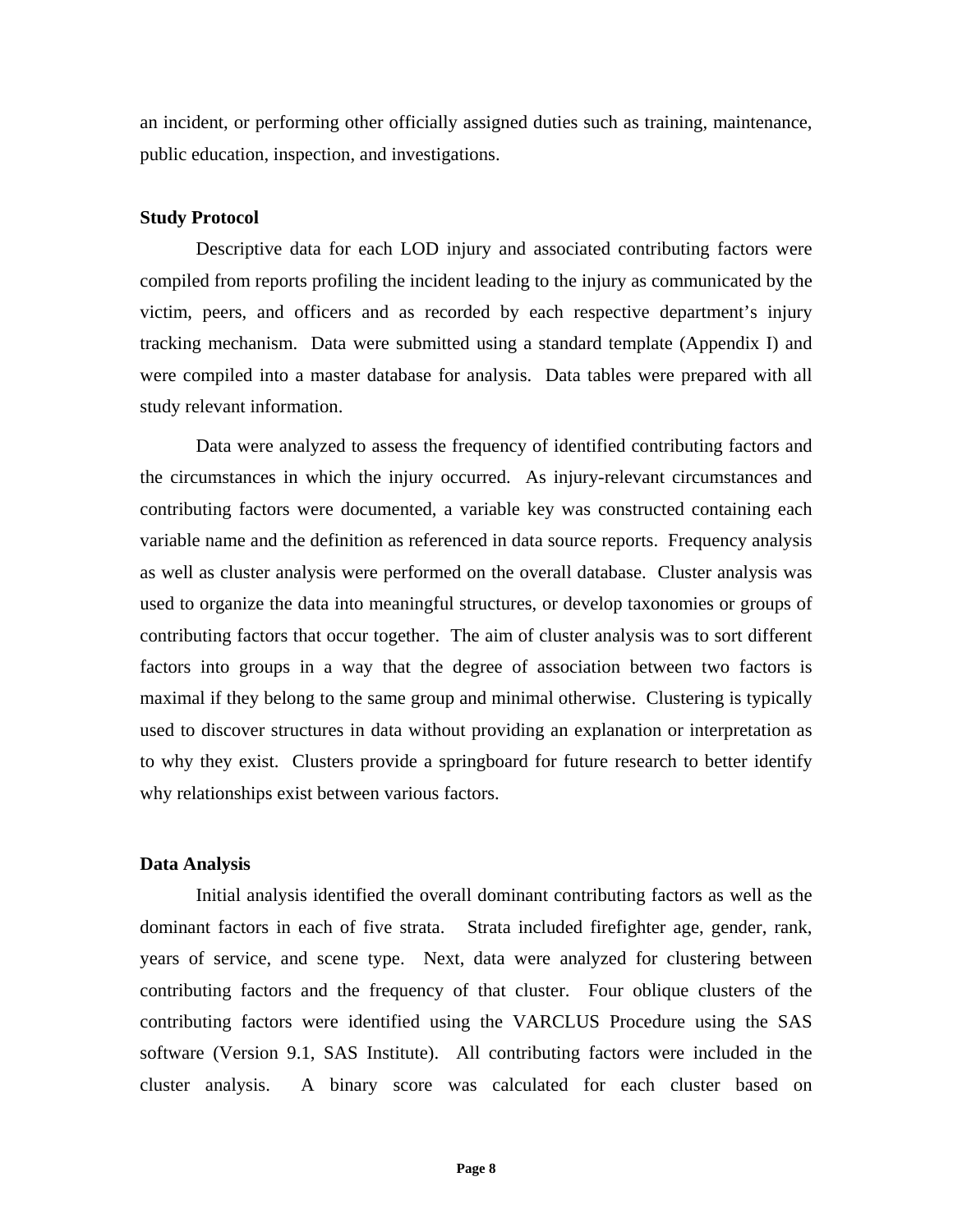an incident, or performing other officially assigned duties such as training, maintenance, public education, inspection, and investigations.

### Study Protocol

Descriptive data for each LOD injury and associated contributing factors were compiled from reports profiling the incident leading to the injury as communicated by the victim, peers, and officers and as recorded by each respective department's injury tracking mechanism. Data were submitted using a standard template (Appendix I) and were compiled into a master database for analysis. Data tables were prepared with all study relevant information.

Data were analyzed to assess the frequency of identified contributing factors and the circumstances in which the injury occurred. As injury-relevant circumstances and contributing factors were documented, a variable key was constructed containing each variable name and the definition as referenced in data source reports. Frequency analysis as well as cluster analysis were performed on the overall database. Cluster analysis was used to organize the data into meaningful structures, or develop taxonomies or groups of contributing factors that occur together. The aim of cluster analysis was to sort different factors into groups in a way that the degree of association between two factors is maximal if they belong to the same group and minimal otherwise. Clustering is typically used to discover structures in data without providing an explanation or interpretation as to why they exist. Clusters provide a springboard for future research to better identify why relationships exist between various factors.

### Data Analysis

Initial analysis identified the overall dominant contributing factors as well as the dominant factors in each of five strata. Strata included firefighter age, gender, rank, years of service, and scene type. Next, data were analyzed for clustering between contributing factors and the frequency of that cluster. Four oblique clusters of the contributing factors were identified using the VARCLUS Procedure using the SAS software (Version 9.1, SAS Institute). All contributing factors were included in the cluster analysis. A binary score was calculated for each cluster based on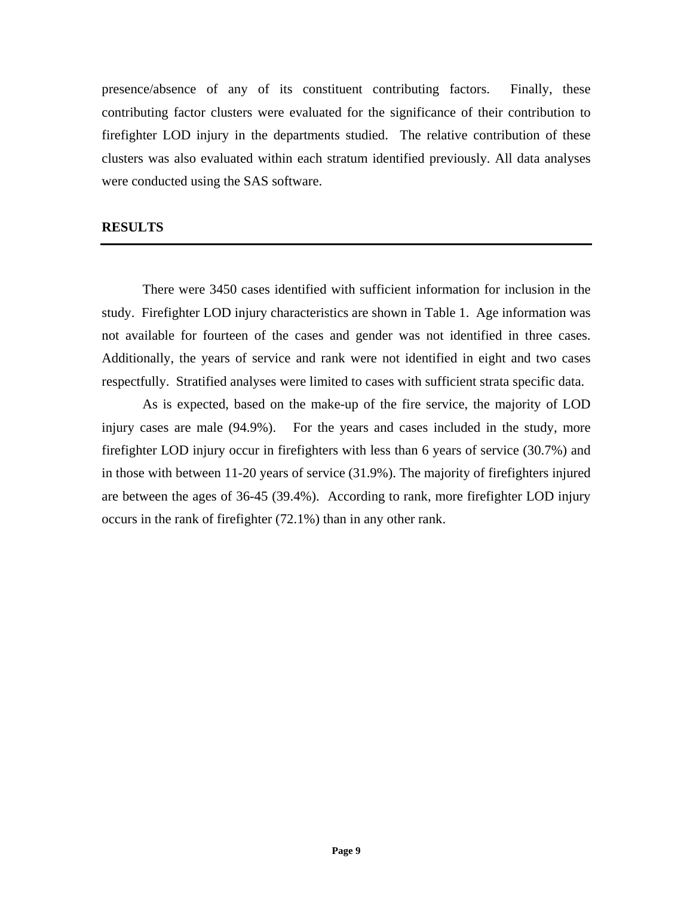presence/absence of any of its constituent contributing factors. Finally, these contributing factor clusters were evaluated for the significance of their contribution to firefighter LOD injury in the departments studied. The relative contribution of these clusters was also evaluated within each stratum identified previously. All data analyses were conducted using the SAS software.

## RESULTS

There were 3450 cases identified with sufficient information for inclusion in the study. Firefighter LOD injury characteristics are shown in Table 1. Age information was not available for fourteen of the cases and gender was not identified in three cases. Additionally, the years of service and rank were not identified in eight and two cases respectfully. Stratified analyses were limited to cases with sufficient strata specific data.

As is expected, based on the make-up of the fire service, the majority of LOD injury cases are male (94.9%). For the years and cases included in the study, more firefighter LOD injury occur in firefighters with less than 6 years of service (30.7%) and in those with between 11-20 years of service (31.9%). The majority of firefighters injured are between the ages of 36-45 (39.4%). According to rank, more firefighter LOD injury occurs in the rank of firefighter (72.1%) than in any other rank.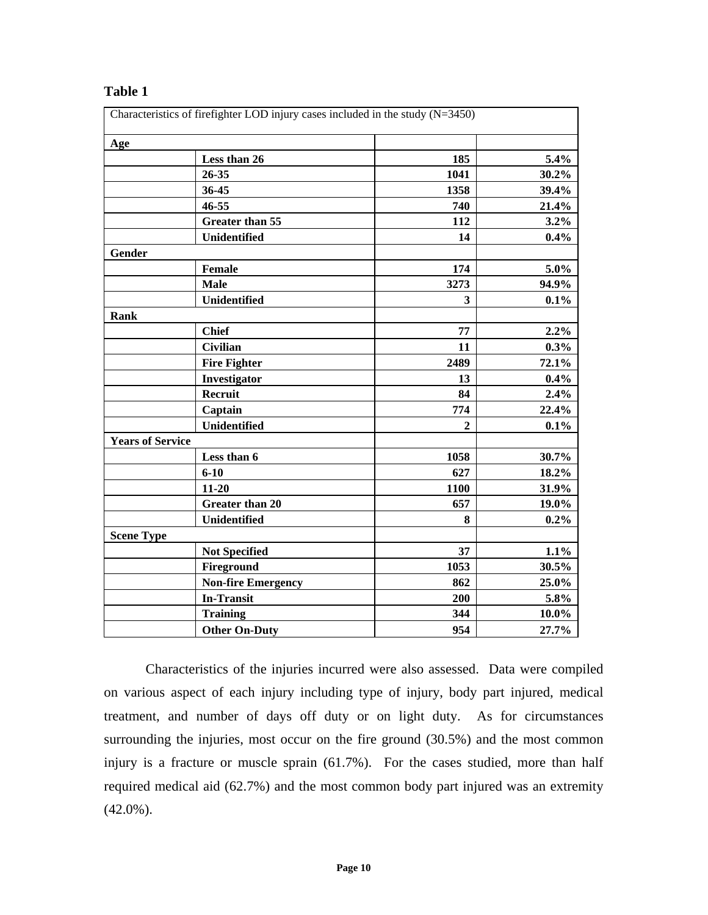**Table 1**

| Characteristics of firefighter LOD injury cases included in the study (N=3450) | | | |
|---|---|---|---|
| **Age** | | | |
| | **Less than 26** | **185** | **5.4%** |
| | **26-35** | **1041** | **30.2%** |
| | **36-45** | **1358** | **39.4%** |
| | **46-55** | **740** | **21.4%** |
| | **Greater than 55** | **112** | **3.2%** |
| | **Unidentified** | **14** | **0.4%** |
| **Gender** | | | |
| | **Female** | **174** | **5.0%** |
| | **Male** | **3273** | **94.9%** |
| | **Unidentified** | **3** | **0.1%** |
| **Rank** | | | |
| | **Chief** | **77** | **2.2%** |
| | **Civilian** | **11** | **0.3%** |
| | **Fire Fighter** | **2489** | **72.1%** |
| | **Investigator** | **13** | **0.4%** |
| | **Recruit** | **84** | **2.4%** |
| | **Captain** | **774** | **22.4%** |
| | **Unidentified** | **2** | **0.1%** |
| **Years of Service** | | | |
| | **Less than 6** | **1058** | **30.7%** |
| | **6-10** | **627** | **18.2%** |
| | **11-20** | **1100** | **31.9%** |
| | **Greater than 20** | **657** | **19.0%** |
| | **Unidentified** | **8** | **0.2%** |
| **Scene Type** | | | |
| | **Not Specified** | **37** | **1.1%** |
| | **Fireground** | **1053** | **30.5%** |
| | **Non-fire Emergency** | **862** | **25.0%** |
| | **In-Transit** | **200** | **5.8%** |
| | **Training** | **344** | **10.0%** |
| | **Other On-Duty** | **954** | **27.7%** |

Characteristics of the injuries incurred were also assessed. Data were compiled on various aspect of each injury including type of injury, body part injured, medical treatment, and number of days off duty or on light duty. As for circumstances surrounding the injuries, most occur on the fire ground (30.5%) and the most common injury is a fracture or muscle sprain (61.7%). For the cases studied, more than half required medical aid (62.7%) and the most common body part injured was an extremity (42.0%).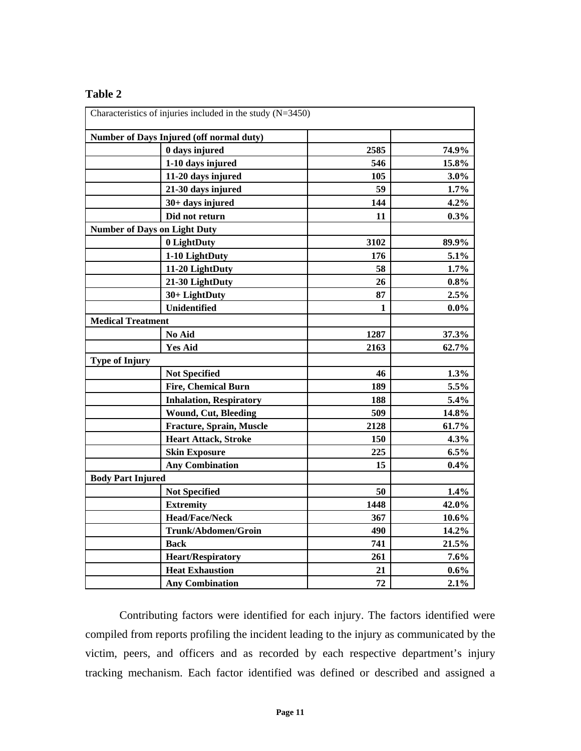**Table 2**

| Characteristics of injuries included in the study (N=3450) | | | |
|---|---|---|---|
| **Number of Days Injured (off normal duty)** | | | |
| | **0 days injured** | **2585** | **74.9%** |
| | **1-10 days injured** | **546** | **15.8%** |
| | **11-20 days injured** | **105** | **3.0%** |
| | **21-30 days injured** | **59** | **1.7%** |
| | **30+ days injured** | **144** | **4.2%** |
| | **Did not return** | **11** | **0.3%** |
| **Number of Days on Light Duty** | | | |
| | **0 LightDuty** | **3102** | **89.9%** |
| | **1-10 LightDuty** | **176** | **5.1%** |
| | **11-20 LightDuty** | **58** | **1.7%** |
| | **21-30 LightDuty** | **26** | **0.8%** |
| | **30+ LightDuty** | **87** | **2.5%** |
| | **Unidentified** | **1** | **0.0%** |
| **Medical Treatment** | | | |
| | **No Aid** | **1287** | **37.3%** |
| | **Yes Aid** | **2163** | **62.7%** |
| **Type of Injury** | | | |
| | **Not Specified** | **46** | **1.3%** |
| | **Fire, Chemical Burn** | **189** | **5.5%** |
| | **Inhalation, Respiratory** | **188** | **5.4%** |
| | **Wound, Cut, Bleeding** | **509** | **14.8%** |
| | **Fracture, Sprain, Muscle** | **2128** | **61.7%** |
| | **Heart Attack, Stroke** | **150** | **4.3%** |
| | **Skin Exposure** | **225** | **6.5%** |
| | **Any Combination** | **15** | **0.4%** |
| **Body Part Injured** | | | |
| | **Not Specified** | **50** | **1.4%** |
| | **Extremity** | **1448** | **42.0%** |
| | **Head/Face/Neck** | **367** | **10.6%** |
| | **Trunk/Abdomen/Groin** | **490** | **14.2%** |
| | **Back** | **741** | **21.5%** |
| | **Heart/Respiratory** | **261** | **7.6%** |
| | **Heat Exhaustion** | **21** | **0.6%** |
| | **Any Combination** | **72** | **2.1%** |

Contributing factors were identified for each injury. The factors identified were compiled from reports profiling the incident leading to the injury as communicated by the victim, peers, and officers and as recorded by each respective department's injury tracking mechanism. Each factor identified was defined or described and assigned a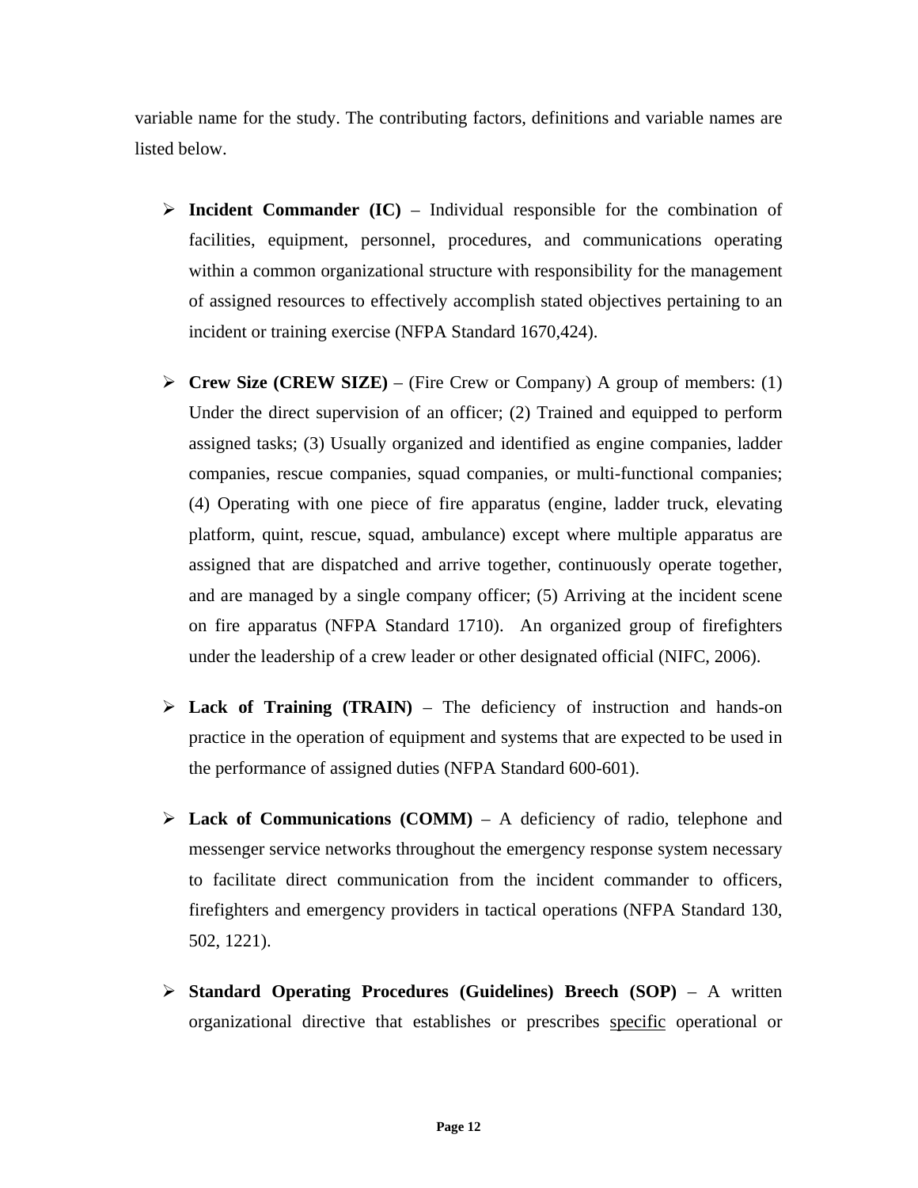variable name for the study. The contributing factors, definitions and variable names are listed below.

- **Incident Commander (IC)** – Individual responsible for the combination of facilities, equipment, personnel, procedures, and communications operating within a common organizational structure with responsibility for the management of assigned resources to effectively accomplish stated objectives pertaining to an incident or training exercise (NFPA Standard 1670,424).

- **Crew Size (CREW SIZE)** – (Fire Crew or Company) A group of members: (1) Under the direct supervision of an officer; (2) Trained and equipped to perform assigned tasks; (3) Usually organized and identified as engine companies, ladder companies, rescue companies, squad companies, or multi-functional companies; (4) Operating with one piece of fire apparatus (engine, ladder truck, elevating platform, quint, rescue, squad, ambulance) except where multiple apparatus are assigned that are dispatched and arrive together, continuously operate together, and are managed by a single company officer; (5) Arriving at the incident scene on fire apparatus (NFPA Standard 1710). An organized group of firefighters under the leadership of a crew leader or other designated official (NIFC, 2006).

- **Lack of Training (TRAIN)** – The deficiency of instruction and hands-on practice in the operation of equipment and systems that are expected to be used in the performance of assigned duties (NFPA Standard 600-601).

- **Lack of Communications (COMM)** – A deficiency of radio, telephone and messenger service networks throughout the emergency response system necessary to facilitate direct communication from the incident commander to officers, firefighters and emergency providers in tactical operations (NFPA Standard 130, 502, 1221).

- **Standard Operating Procedures (Guidelines) Breech (SOP)** – A written organizational directive that establishes or prescribes <u>specific</u> operational or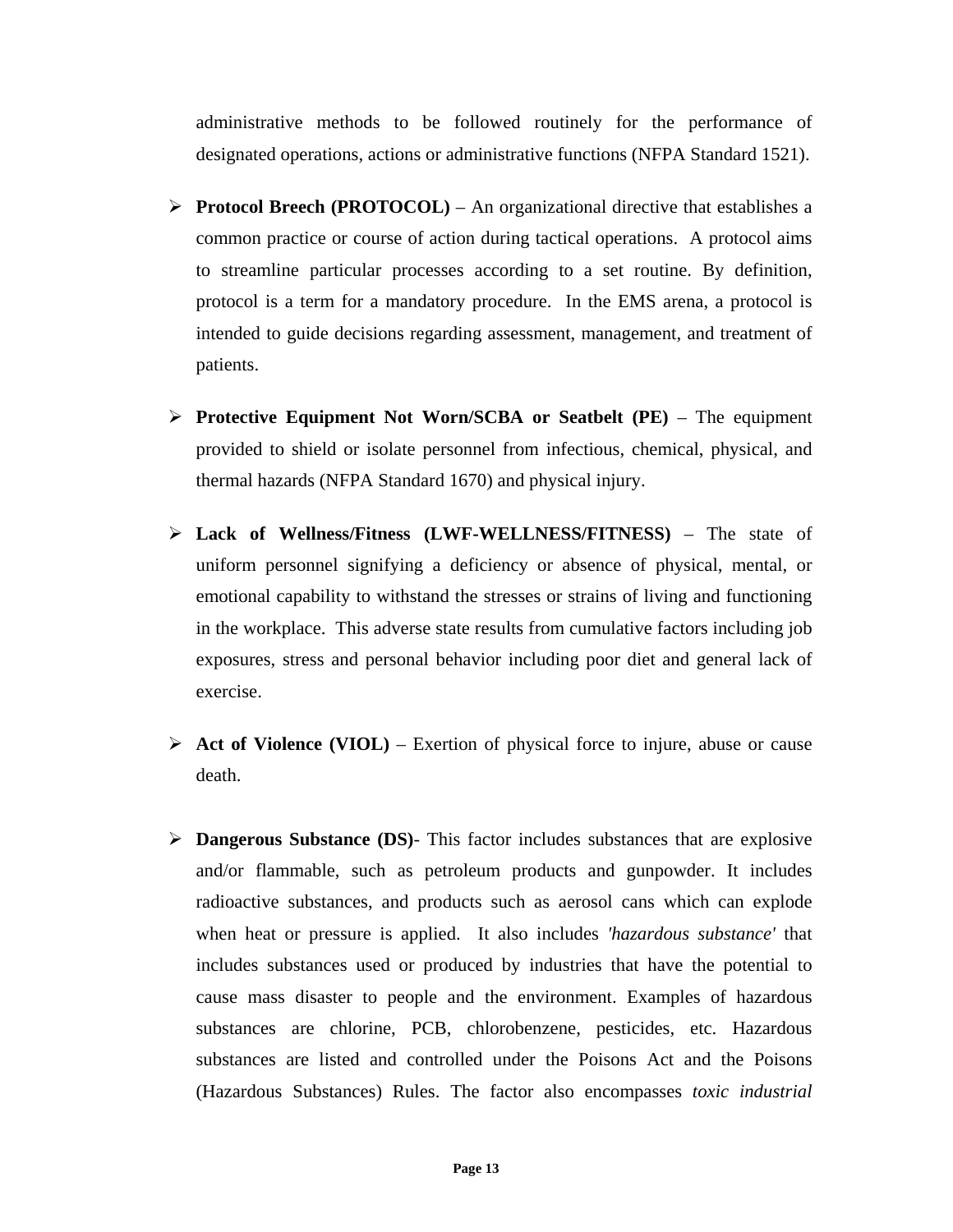administrative methods to be followed routinely for the performance of designated operations, actions or administrative functions (NFPA Standard 1521).

- **Protocol Breech (PROTOCOL)** – An organizational directive that establishes a common practice or course of action during tactical operations. A protocol aims to streamline particular processes according to a set routine. By definition, protocol is a term for a mandatory procedure. In the EMS arena, a protocol is intended to guide decisions regarding assessment, management, and treatment of patients.

- **Protective Equipment Not Worn/SCBA or Seatbelt (PE)** – The equipment provided to shield or isolate personnel from infectious, chemical, physical, and thermal hazards (NFPA Standard 1670) and physical injury.

- **Lack of Wellness/Fitness (LWF-WELLNESS/FITNESS)** – The state of uniform personnel signifying a deficiency or absence of physical, mental, or emotional capability to withstand the stresses or strains of living and functioning in the workplace. This adverse state results from cumulative factors including job exposures, stress and personal behavior including poor diet and general lack of exercise.

- **Act of Violence (VIOL)** – Exertion of physical force to injure, abuse or cause death.

- **Dangerous Substance (DS)**- This factor includes substances that are explosive and/or flammable, such as petroleum products and gunpowder. It includes radioactive substances, and products such as aerosol cans which can explode when heat or pressure is applied. It also includes *'hazardous substance'* that includes substances used or produced by industries that have the potential to cause mass disaster to people and the environment. Examples of hazardous substances are chlorine, PCB, chlorobenzene, pesticides, etc. Hazardous substances are listed and controlled under the Poisons Act and the Poisons (Hazardous Substances) Rules. The factor also encompasses *toxic industrial*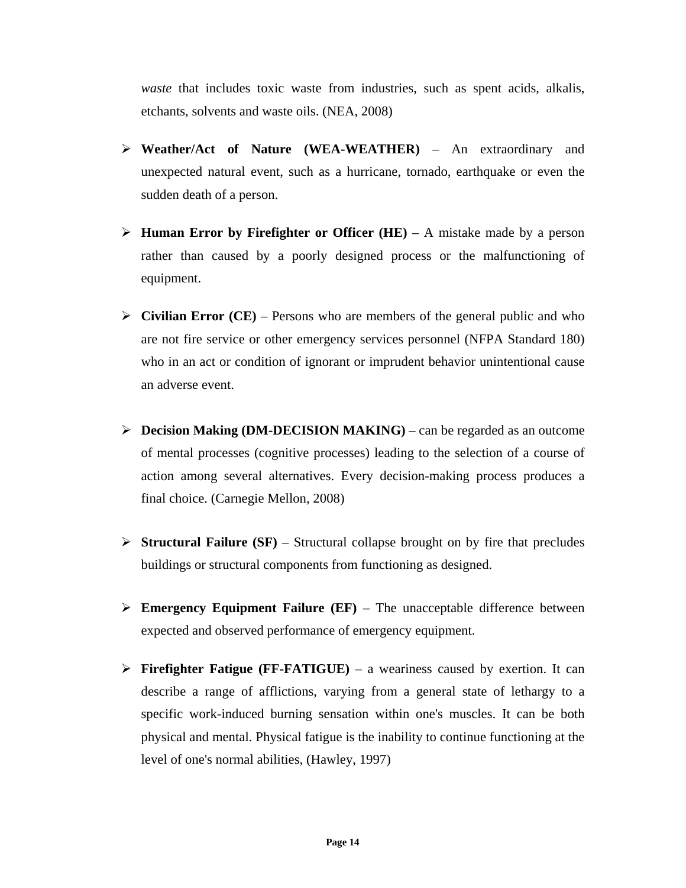*waste* that includes toxic waste from industries, such as spent acids, alkalis, etchants, solvents and waste oils. (NEA, 2008)

- **Weather/Act of Nature (WEA-WEATHER)** – An extraordinary and unexpected natural event, such as a hurricane, tornado, earthquake or even the sudden death of a person.

- **Human Error by Firefighter or Officer (HE)** – A mistake made by a person rather than caused by a poorly designed process or the malfunctioning of equipment.

- **Civilian Error (CE)** – Persons who are members of the general public and who are not fire service or other emergency services personnel (NFPA Standard 180) who in an act or condition of ignorant or imprudent behavior unintentional cause an adverse event.

- **Decision Making (DM-DECISION MAKING)** – can be regarded as an outcome of mental processes (cognitive processes) leading to the selection of a course of action among several alternatives. Every decision-making process produces a final choice. (Carnegie Mellon, 2008)

- **Structural Failure (SF)** – Structural collapse brought on by fire that precludes buildings or structural components from functioning as designed.

- **Emergency Equipment Failure (EF)** – The unacceptable difference between expected and observed performance of emergency equipment.

- **Firefighter Fatigue (FF-FATIGUE)** – a weariness caused by exertion. It can describe a range of afflictions, varying from a general state of lethargy to a specific work-induced burning sensation within one's muscles. It can be both physical and mental. Physical fatigue is the inability to continue functioning at the level of one's normal abilities, (Hawley, 1997)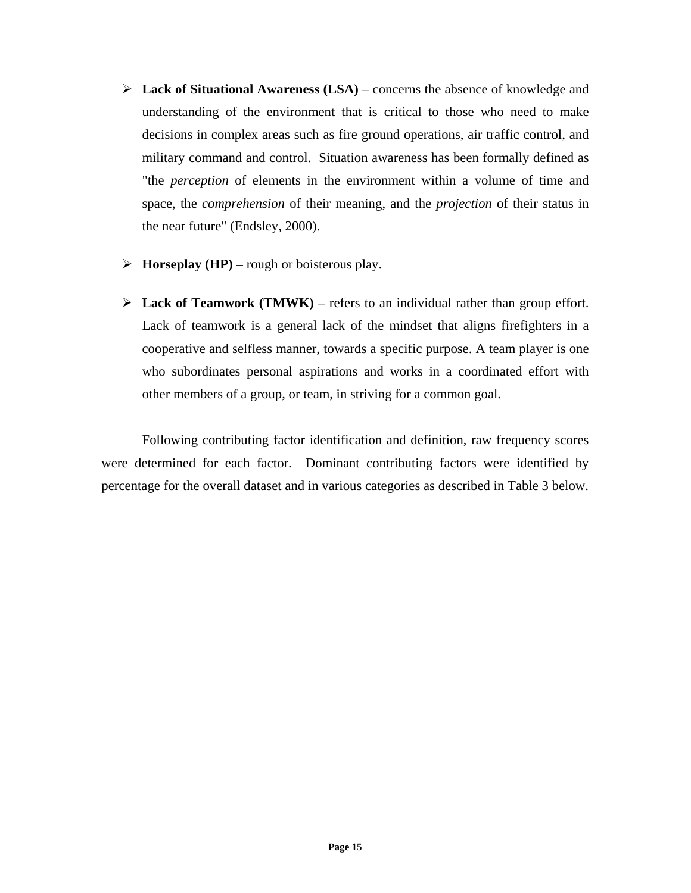- **Lack of Situational Awareness (LSA)** – concerns the absence of knowledge and understanding of the environment that is critical to those who need to make decisions in complex areas such as fire ground operations, air traffic control, and military command and control. Situation awareness has been formally defined as "the *perception* of elements in the environment within a volume of time and space, the *comprehension* of their meaning, and the *projection* of their status in the near future" (Endsley, 2000).

- **Horseplay (HP)** – rough or boisterous play.

- **Lack of Teamwork (TMWK)** – refers to an individual rather than group effort. Lack of teamwork is a general lack of the mindset that aligns firefighters in a cooperative and selfless manner, towards a specific purpose. A team player is one who subordinates personal aspirations and works in a coordinated effort with other members of a group, or team, in striving for a common goal.

Following contributing factor identification and definition, raw frequency scores were determined for each factor. Dominant contributing factors were identified by percentage for the overall dataset and in various categories as described in Table 3 below.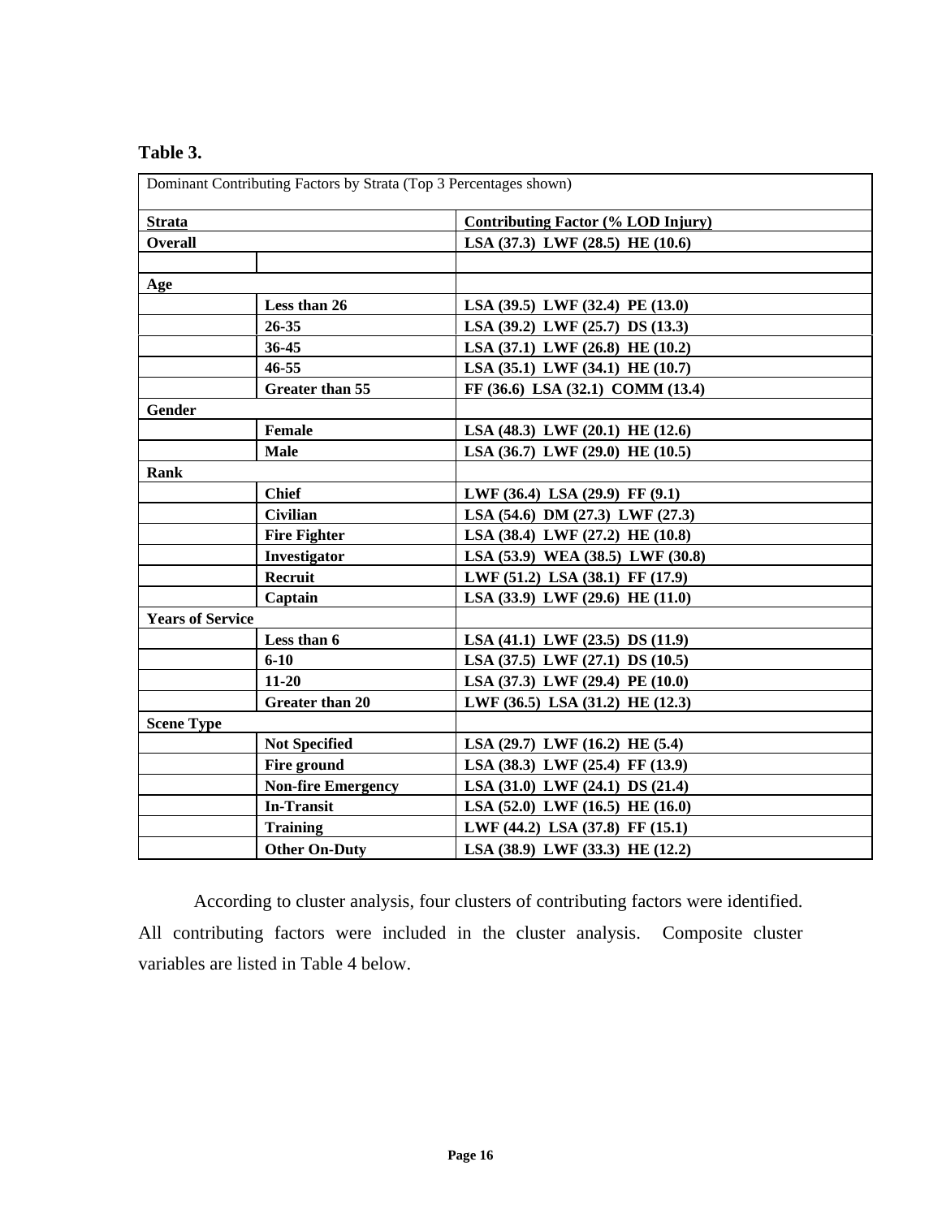**Table 3.**

| Dominant Contributing Factors by Strata (Top 3 Percentages shown) | | |
|---|---|---|
| **Strata** | | **Contributing Factor (% LOD Injury)** |
| **Overall** | | **LSA (37.3) LWF (28.5) HE (10.6)** |
| | | |
| **Age** | | |
| | **Less than 26** | **LSA (39.5) LWF (32.4) PE (13.0)** |
| | **26-35** | **LSA (39.2) LWF (25.7) DS (13.3)** |
| | **36-45** | **LSA (37.1) LWF (26.8) HE (10.2)** |
| | **46-55** | **LSA (35.1) LWF (34.1) HE (10.7)** |
| | **Greater than 55** | **FF (36.6) LSA (32.1) COMM (13.4)** |
| **Gender** | | |
| | **Female** | **LSA (48.3) LWF (20.1) HE (12.6)** |
| | **Male** | **LSA (36.7) LWF (29.0) HE (10.5)** |
| **Rank** | | |
| | **Chief** | **LWF (36.4) LSA (29.9) FF (9.1)** |
| | **Civilian** | **LSA (54.6) DM (27.3) LWF (27.3)** |
| | **Fire Fighter** | **LSA (38.4) LWF (27.2) HE (10.8)** |
| | **Investigator** | **LSA (53.9) WEA (38.5) LWF (30.8)** |
| | **Recruit** | **LWF (51.2) LSA (38.1) FF (17.9)** |
| | **Captain** | **LSA (33.9) LWF (29.6) HE (11.0)** |
| **Years of Service** | | |
| | **Less than 6** | **LSA (41.1) LWF (23.5) DS (11.9)** |
| | **6-10** | **LSA (37.5) LWF (27.1) DS (10.5)** |
| | **11-20** | **LSA (37.3) LWF (29.4) PE (10.0)** |
| | **Greater than 20** | **LWF (36.5) LSA (31.2) HE (12.3)** |
| **Scene Type** | | |
| | **Not Specified** | **LSA (29.7) LWF (16.2) HE (5.4)** |
| | **Fire ground** | **LSA (38.3) LWF (25.4) FF (13.9)** |
| | **Non-fire Emergency** | **LSA (31.0) LWF (24.1) DS (21.4)** |
| | **In-Transit** | **LSA (52.0) LWF (16.5) HE (16.0)** |
| | **Training** | **LWF (44.2) LSA (37.8) FF (15.1)** |
| | **Other On-Duty** | **LSA (38.9) LWF (33.3) HE (12.2)** |

According to cluster analysis, four clusters of contributing factors were identified. All contributing factors were included in the cluster analysis. Composite cluster variables are listed in Table 4 below.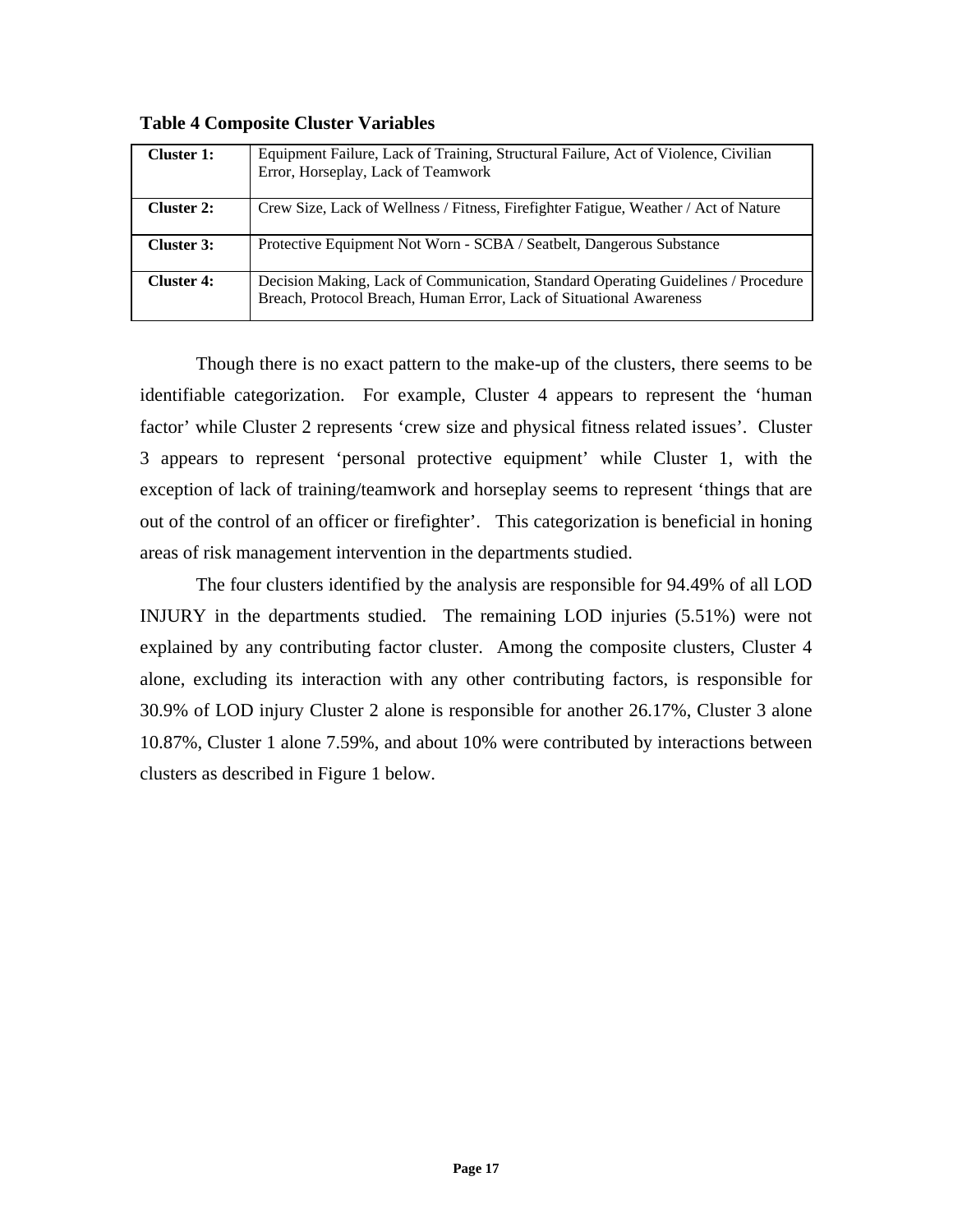**Table 4 Composite Cluster Variables**

| | |
|---|---|
| **Cluster 1:** | Equipment Failure, Lack of Training, Structural Failure, Act of Violence, Civilian Error, Horseplay, Lack of Teamwork |
| **Cluster 2:** | Crew Size, Lack of Wellness / Fitness, Firefighter Fatigue, Weather / Act of Nature |
| **Cluster 3:** | Protective Equipment Not Worn - SCBA / Seatbelt, Dangerous Substance |
| **Cluster 4:** | Decision Making, Lack of Communication, Standard Operating Guidelines / Procedure Breach, Protocol Breach, Human Error, Lack of Situational Awareness |

Though there is no exact pattern to the make-up of the clusters, there seems to be identifiable categorization. For example, Cluster 4 appears to represent the 'human factor' while Cluster 2 represents 'crew size and physical fitness related issues'. Cluster 3 appears to represent 'personal protective equipment' while Cluster 1, with the exception of lack of training/teamwork and horseplay seems to represent 'things that are out of the control of an officer or firefighter'. This categorization is beneficial in honing areas of risk management intervention in the departments studied.

The four clusters identified by the analysis are responsible for 94.49% of all LOD INJURY in the departments studied. The remaining LOD injuries (5.51%) were not explained by any contributing factor cluster. Among the composite clusters, Cluster 4 alone, excluding its interaction with any other contributing factors, is responsible for 30.9% of LOD injury Cluster 2 alone is responsible for another 26.17%, Cluster 3 alone 10.87%, Cluster 1 alone 7.59%, and about 10% were contributed by interactions between clusters as described in Figure 1 below.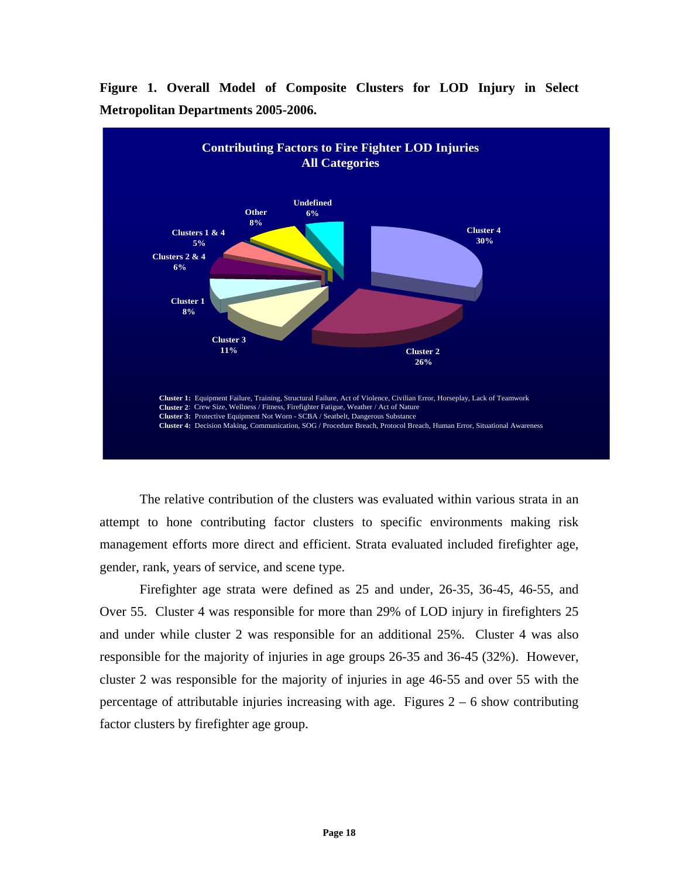**Figure 1. Overall Model of Composite Clusters for LOD Injury in Select Metropolitan Departments 2005-2006.**

**Contributing Factors to Fire Fighter LOD Injuries**
**All Categories**

- Cluster 4: 30%
- Cluster 2: 26%
- Cluster 3: 11%
- Cluster 1: 8%
- Clusters 2 & 4: 6%
- Clusters 1 & 4: 5%
- Other: 8%
- Undefined: 6%

**Cluster 1:** Equipment Failure, Training, Structural Failure, Act of Violence, Civilian Error, Horseplay, Lack of Teamwork
**Cluster 2**: Crew Size, Wellness / Fitness, Firefighter Fatigue, Weather / Act of Nature
**Cluster 3:** Protective Equipment Not Worn - SCBA / Seatbelt, Dangerous Substance
**Cluster 4:** Decision Making, Communication, SOG / Procedure Breach, Protocol Breach, Human Error, Situational Awareness

The relative contribution of the clusters was evaluated within various strata in an attempt to hone contributing factor clusters to specific environments making risk management efforts more direct and efficient. Strata evaluated included firefighter age, gender, rank, years of service, and scene type.

Firefighter age strata were defined as 25 and under, 26-35, 36-45, 46-55, and Over 55. Cluster 4 was responsible for more than 29% of LOD injury in firefighters 25 and under while cluster 2 was responsible for an additional 25%. Cluster 4 was also responsible for the majority of injuries in age groups 26-35 and 36-45 (32%). However, cluster 2 was responsible for the majority of injuries in age 46-55 and over 55 with the percentage of attributable injuries increasing with age. Figures 2 – 6 show contributing factor clusters by firefighter age group.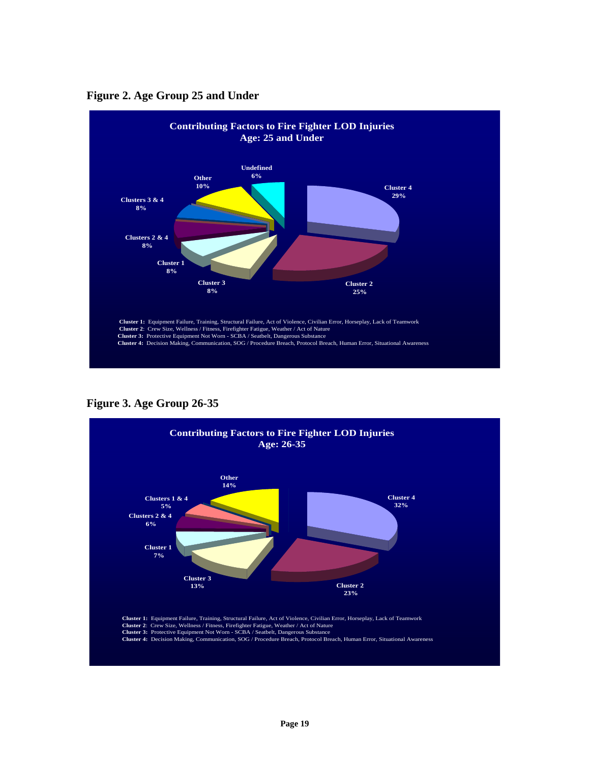**Figure 2. Age Group 25 and Under**

**Contributing Factors to Fire Fighter LOD Injuries**
**Age: 25 and Under**

- Cluster 4: 29%
- Cluster 2: 25%
- Cluster 3: 8%
- Cluster 1: 8%
- Clusters 2 & 4: 8%
- Clusters 3 & 4: 8%
- Other: 10%
- Undefined: 6%

**Cluster 1:** Equipment Failure, Training, Structural Failure, Act of Violence, Civilian Error, Horseplay, Lack of Teamwork
**Cluster 2**: Crew Size, Wellness / Fitness, Firefighter Fatigue, Weather / Act of Nature
**Cluster 3:** Protective Equipment Not Worn - SCBA / Seatbelt, Dangerous Substance
**Cluster 4:** Decision Making, Communication, SOG / Procedure Breach, Protocol Breach, Human Error, Situational Awareness

**Figure 3. Age Group 26-35**

**Contributing Factors to Fire Fighter LOD Injuries**
**Age: 26-35**

- Cluster 4: 32%
- Cluster 2: 23%
- Cluster 3: 13%
- Cluster 1: 7%
- Clusters 2 & 4: 6%
- Clusters 1 & 4: 5%
- Other: 14%

**Cluster 1:** Equipment Failure, Training, Structural Failure, Act of Violence, Civilian Error, Horseplay, Lack of Teamwork
**Cluster 2**: Crew Size, Wellness / Fitness, Firefighter Fatigue, Weather / Act of Nature
**Cluster 3:** Protective Equipment Not Worn - SCBA / Seatbelt, Dangerous Substance
**Cluster 4:** Decision Making, Communication, SOG / Procedure Breach, Protocol Breach, Human Error, Situational Awareness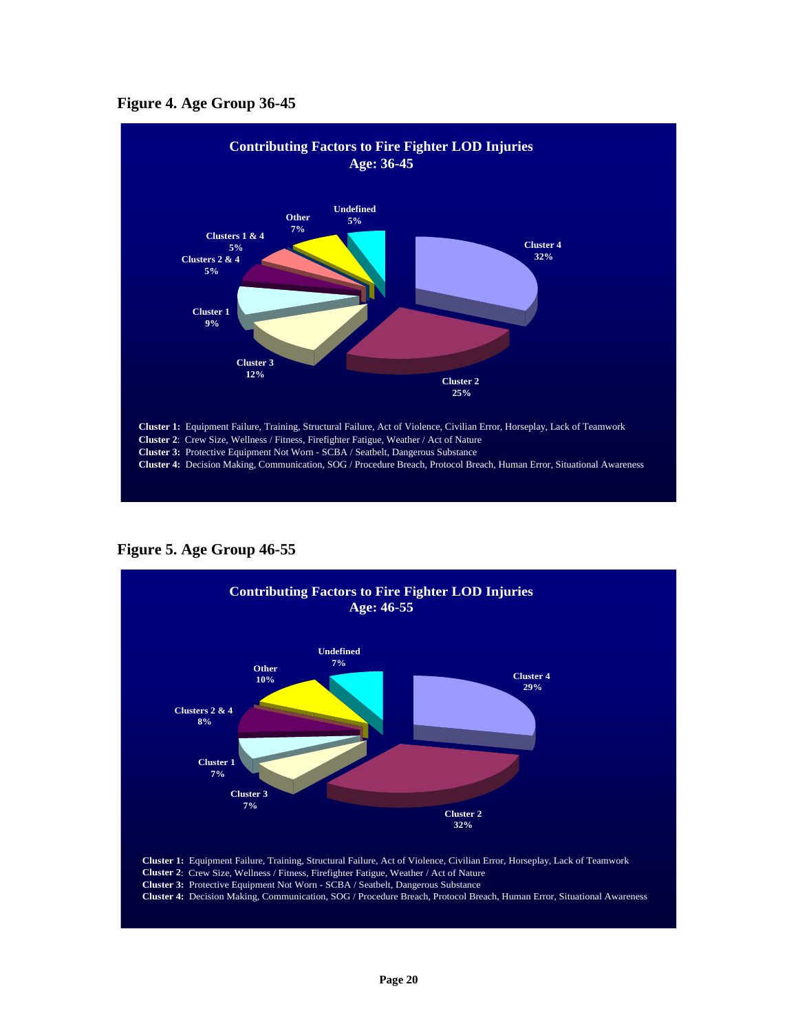**Figure 4. Age Group 36-45**

**Contributing Factors to Fire Fighter LOD Injuries**
**Age: 36-45**

- Cluster 4: 32%
- Cluster 2: 25%
- Cluster 3: 12%
- Cluster 1: 9%
- Clusters 2 & 4: 5%
- Clusters 1 & 4: 5%
- Other: 7%
- Undefined: 5%

**Cluster 1:** Equipment Failure, Training, Structural Failure, Act of Violence, Civilian Error, Horseplay, Lack of Teamwork
**Cluster 2**: Crew Size, Wellness / Fitness, Firefighter Fatigue, Weather / Act of Nature
**Cluster 3:** Protective Equipment Not Worn - SCBA / Seatbelt, Dangerous Substance
**Cluster 4:** Decision Making, Communication, SOG / Procedure Breach, Protocol Breach, Human Error, Situational Awareness

**Figure 5. Age Group 46-55**

**Contributing Factors to Fire Fighter LOD Injuries**
**Age: 46-55**

- Cluster 4: 29%
- Cluster 2: 32%
- Cluster 3: 7%
- Cluster 1: 7%
- Clusters 2 & 4: 8%
- Other: 10%
- Undefined: 7%

**Cluster 1:** Equipment Failure, Training, Structural Failure, Act of Violence, Civilian Error, Horseplay, Lack of Teamwork
**Cluster 2**: Crew Size, Wellness / Fitness, Firefighter Fatigue, Weather / Act of Nature
**Cluster 3:** Protective Equipment Not Worn - SCBA / Seatbelt, Dangerous Substance
**Cluster 4:** Decision Making, Communication, SOG / Procedure Breach, Protocol Breach, Human Error, Situational Awareness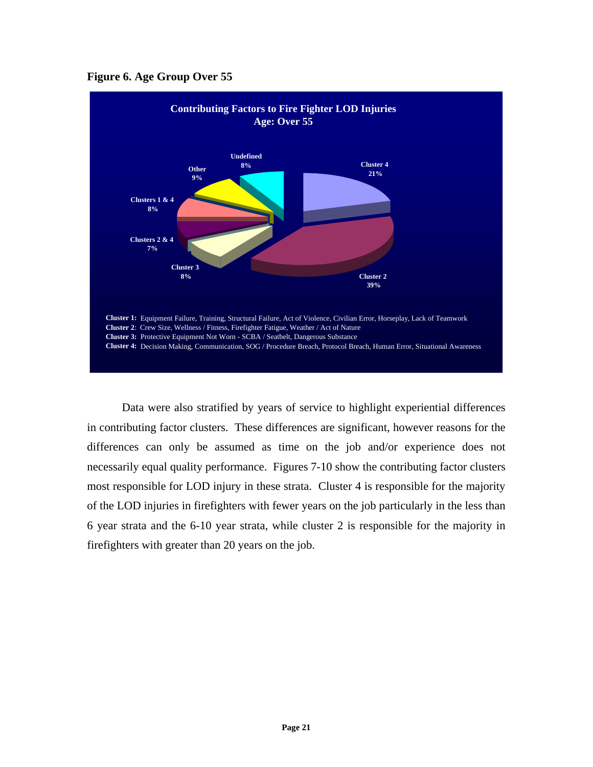**Figure 6. Age Group Over 55**

**Contributing Factors to Fire Fighter LOD Injuries**
**Age: Over 55**

Undefined 8%
Other 9%
Clusters 1 & 4 8%
Clusters 2 & 4 7%
Cluster 3 8%
Cluster 2 39%
Cluster 4 21%

**Cluster 1:** Equipment Failure, Training, Structural Failure, Act of Violence, Civilian Error, Horseplay, Lack of Teamwork
**Cluster 2**: Crew Size, Wellness / Fitness, Firefighter Fatigue, Weather / Act of Nature
**Cluster 3:** Protective Equipment Not Worn - SCBA / Seatbelt, Dangerous Substance
**Cluster 4:** Decision Making, Communication, SOG / Procedure Breach, Protocol Breach, Human Error, Situational Awareness

Data were also stratified by years of service to highlight experiential differences in contributing factor clusters. These differences are significant, however reasons for the differences can only be assumed as time on the job and/or experience does not necessarily equal quality performance. Figures 7-10 show the contributing factor clusters most responsible for LOD injury in these strata. Cluster 4 is responsible for the majority of the LOD injuries in firefighters with fewer years on the job particularly in the less than 6 year strata and the 6-10 year strata, while cluster 2 is responsible for the majority in firefighters with greater than 20 years on the job.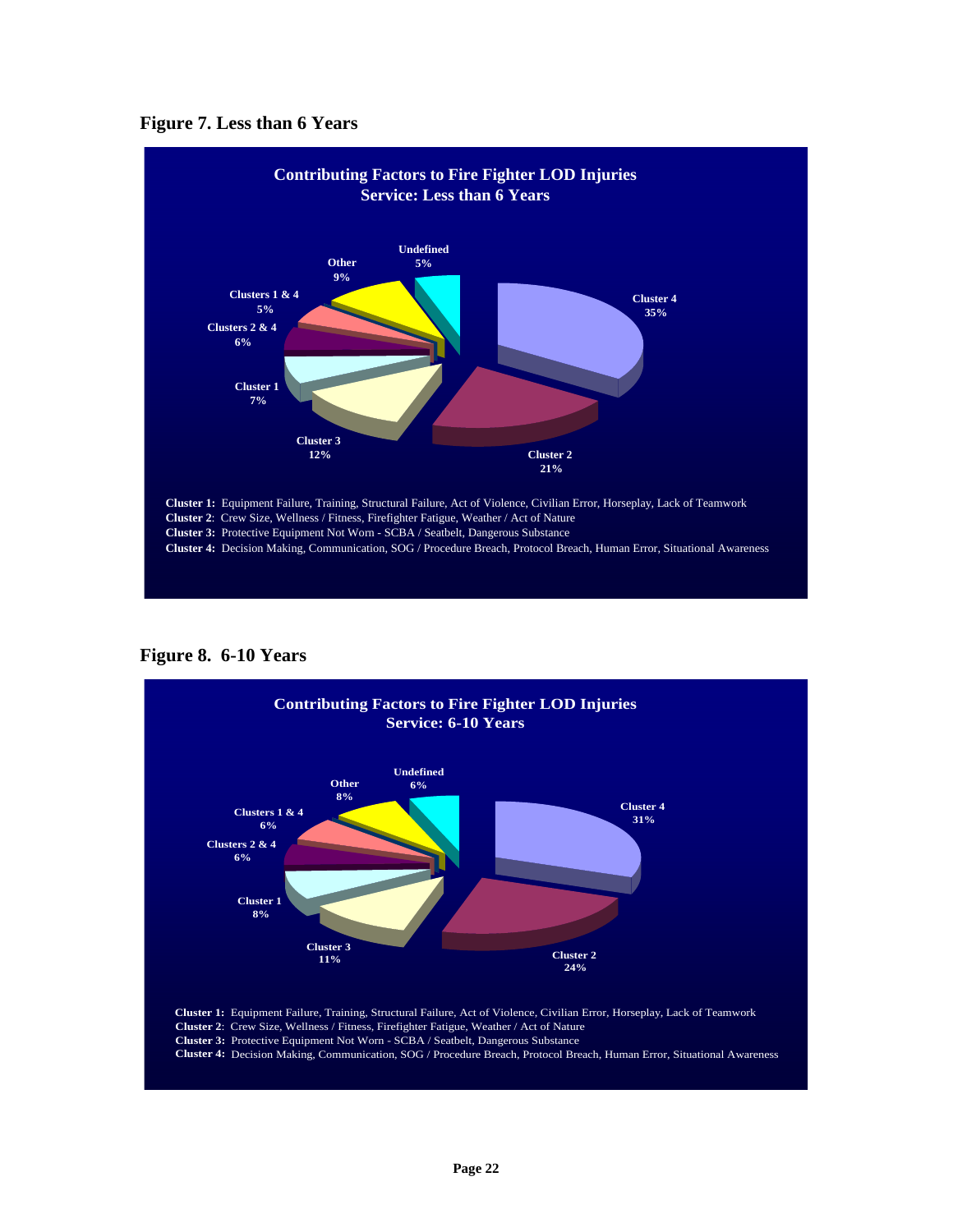**Figure 7. Less than 6 Years**

**Contributing Factors to Fire Fighter LOD Injuries**
**Service: Less than 6 Years**

| Category | Percentage |
|---|---|
| Cluster 4 | 35% |
| Cluster 2 | 21% |
| Cluster 3 | 12% |
| Cluster 1 | 7% |
| Clusters 2 & 4 | 6% |
| Clusters 1 & 4 | 5% |
| Other | 9% |
| Undefined | 5% |

**Cluster 1:** Equipment Failure, Training, Structural Failure, Act of Violence, Civilian Error, Horseplay, Lack of Teamwork
**Cluster 2**: Crew Size, Wellness / Fitness, Firefighter Fatigue, Weather / Act of Nature
**Cluster 3:** Protective Equipment Not Worn - SCBA / Seatbelt, Dangerous Substance
**Cluster 4:** Decision Making, Communication, SOG / Procedure Breach, Protocol Breach, Human Error, Situational Awareness

**Figure 8. 6-10 Years**

**Contributing Factors to Fire Fighter LOD Injuries**
**Service: 6-10 Years**

| Category | Percentage |
|---|---|
| Cluster 4 | 31% |
| Cluster 2 | 24% |
| Cluster 3 | 11% |
| Cluster 1 | 8% |
| Clusters 2 & 4 | 6% |
| Clusters 1 & 4 | 6% |
| Other | 8% |
| Undefined | 6% |

**Cluster 1:** Equipment Failure, Training, Structural Failure, Act of Violence, Civilian Error, Horseplay, Lack of Teamwork
**Cluster 2**: Crew Size, Wellness / Fitness, Firefighter Fatigue, Weather / Act of Nature
**Cluster 3:** Protective Equipment Not Worn - SCBA / Seatbelt, Dangerous Substance
**Cluster 4:** Decision Making, Communication, SOG / Procedure Breach, Protocol Breach, Human Error, Situational Awareness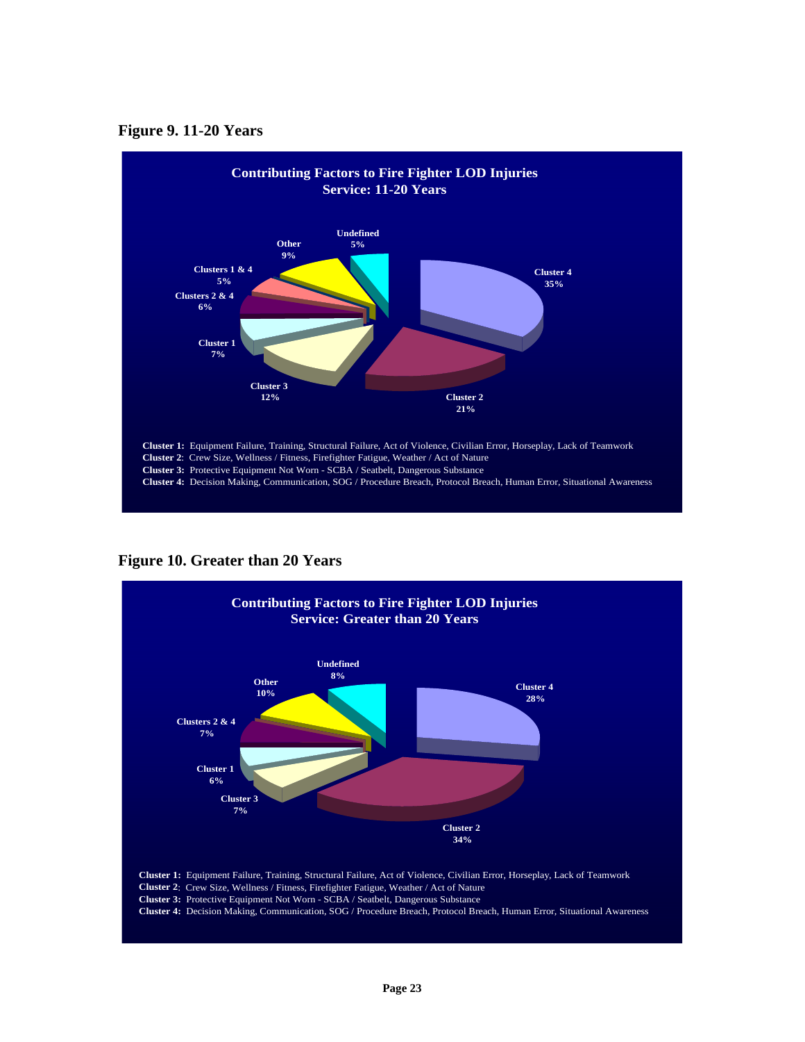**Figure 9. 11-20 Years**

**Contributing Factors to Fire Fighter LOD Injuries**
**Service: 11-20 Years**

| Category | Percentage |
|---|---|
| Cluster 4 | 35% |
| Cluster 2 | 21% |
| Cluster 3 | 12% |
| Cluster 1 | 7% |
| Clusters 2 & 4 | 6% |
| Clusters 1 & 4 | 5% |
| Other | 9% |
| Undefined | 5% |

**Cluster 1:** Equipment Failure, Training, Structural Failure, Act of Violence, Civilian Error, Horseplay, Lack of Teamwork
**Cluster 2**: Crew Size, Wellness / Fitness, Firefighter Fatigue, Weather / Act of Nature
**Cluster 3:** Protective Equipment Not Worn - SCBA / Seatbelt, Dangerous Substance
**Cluster 4:** Decision Making, Communication, SOG / Procedure Breach, Protocol Breach, Human Error, Situational Awareness

**Figure 10. Greater than 20 Years**

**Contributing Factors to Fire Fighter LOD Injuries**
**Service: Greater than 20 Years**

| Category | Percentage |
|---|---|
| Cluster 4 | 28% |
| Cluster 2 | 34% |
| Cluster 3 | 7% |
| Cluster 1 | 6% |
| Clusters 2 & 4 | 7% |
| Other | 10% |
| Undefined | 8% |

**Cluster 1:** Equipment Failure, Training, Structural Failure, Act of Violence, Civilian Error, Horseplay, Lack of Teamwork
**Cluster 2**: Crew Size, Wellness / Fitness, Firefighter Fatigue, Weather / Act of Nature
**Cluster 3:** Protective Equipment Not Worn - SCBA / Seatbelt, Dangerous Substance
**Cluster 4:** Decision Making, Communication, SOG / Procedure Breach, Protocol Breach, Human Error, Situational Awareness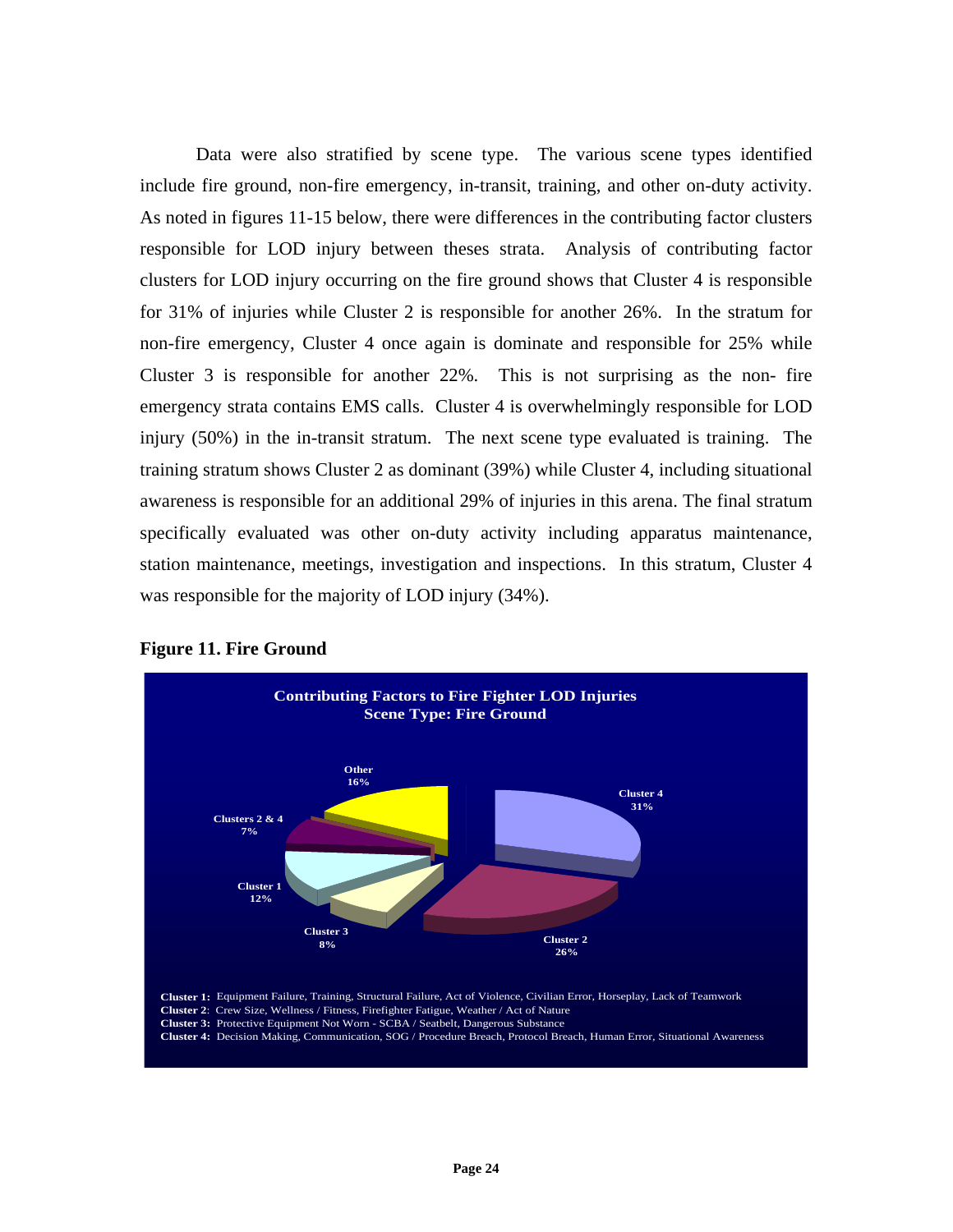Data were also stratified by scene type. The various scene types identified include fire ground, non-fire emergency, in-transit, training, and other on-duty activity. As noted in figures 11-15 below, there were differences in the contributing factor clusters responsible for LOD injury between theses strata. Analysis of contributing factor clusters for LOD injury occurring on the fire ground shows that Cluster 4 is responsible for 31% of injuries while Cluster 2 is responsible for another 26%. In the stratum for non-fire emergency, Cluster 4 once again is dominate and responsible for 25% while Cluster 3 is responsible for another 22%. This is not surprising as the non- fire emergency strata contains EMS calls. Cluster 4 is overwhelmingly responsible for LOD injury (50%) in the in-transit stratum. The next scene type evaluated is training. The training stratum shows Cluster 2 as dominant (39%) while Cluster 4, including situational awareness is responsible for an additional 29% of injuries in this arena. The final stratum specifically evaluated was other on-duty activity including apparatus maintenance, station maintenance, meetings, investigation and inspections. In this stratum, Cluster 4 was responsible for the majority of LOD injury (34%).

**Figure 11. Fire Ground**

**Contributing Factors to Fire Fighter LOD Injuries**
**Scene Type: Fire Ground**

- Cluster 4: 31%
- Cluster 2: 26%
- Cluster 3: 8%
- Cluster 1: 12%
- Clusters 2 & 4: 7%
- Other: 16%

**Cluster 1:** Equipment Failure, Training, Structural Failure, Act of Violence, Civilian Error, Horseplay, Lack of Teamwork
**Cluster 2**: Crew Size, Wellness / Fitness, Firefighter Fatigue, Weather / Act of Nature
**Cluster 3:** Protective Equipment Not Worn - SCBA / Seatbelt, Dangerous Substance
**Cluster 4:** Decision Making, Communication, SOG / Procedure Breach, Protocol Breach, Human Error, Situational Awareness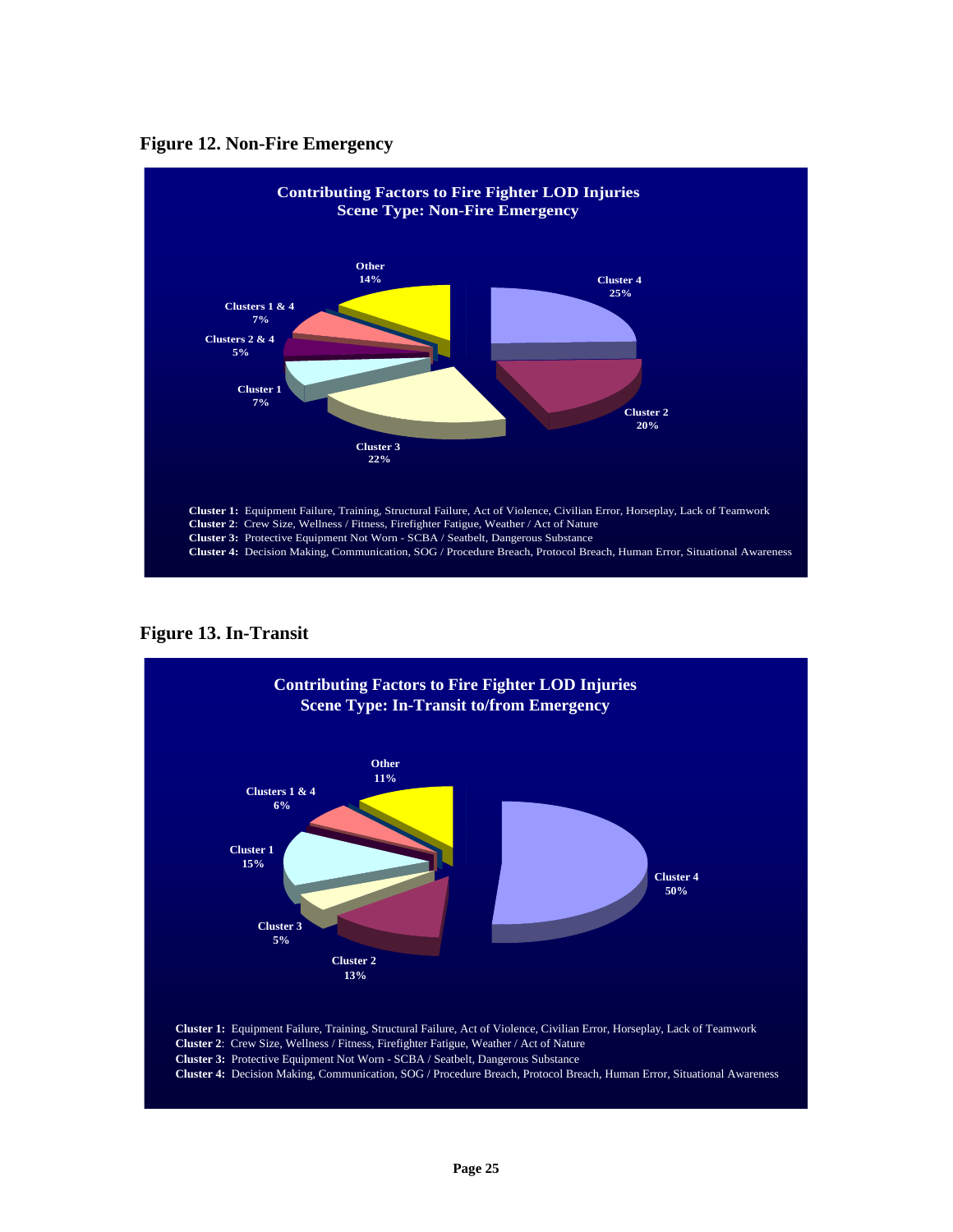## Figure 12. Non-Fire Emergency

**Contributing Factors to Fire Fighter LOD Injuries**
**Scene Type: Non-Fire Emergency**

| Category | Percentage |
|---|---|
| Cluster 4 | 25% |
| Cluster 2 | 20% |
| Cluster 3 | 22% |
| Cluster 1 | 7% |
| Clusters 2 & 4 | 5% |
| Clusters 1 & 4 | 7% |
| Other | 14% |

**Cluster 1:** Equipment Failure, Training, Structural Failure, Act of Violence, Civilian Error, Horseplay, Lack of Teamwork
**Cluster 2**: Crew Size, Wellness / Fitness, Firefighter Fatigue, Weather / Act of Nature
**Cluster 3:** Protective Equipment Not Worn - SCBA / Seatbelt, Dangerous Substance
**Cluster 4:** Decision Making, Communication, SOG / Procedure Breach, Protocol Breach, Human Error, Situational Awareness

## Figure 13. In-Transit

**Contributing Factors to Fire Fighter LOD Injuries**
**Scene Type: In-Transit to/from Emergency**

| Category | Percentage |
|---|---|
| Cluster 4 | 50% |
| Cluster 2 | 13% |
| Cluster 3 | 5% |
| Cluster 1 | 15% |
| Clusters 1 & 4 | 6% |
| Other | 11% |

**Cluster 1:** Equipment Failure, Training, Structural Failure, Act of Violence, Civilian Error, Horseplay, Lack of Teamwork
**Cluster 2**: Crew Size, Wellness / Fitness, Firefighter Fatigue, Weather / Act of Nature
**Cluster 3:** Protective Equipment Not Worn - SCBA / Seatbelt, Dangerous Substance
**Cluster 4:** Decision Making, Communication, SOG / Procedure Breach, Protocol Breach, Human Error, Situational Awareness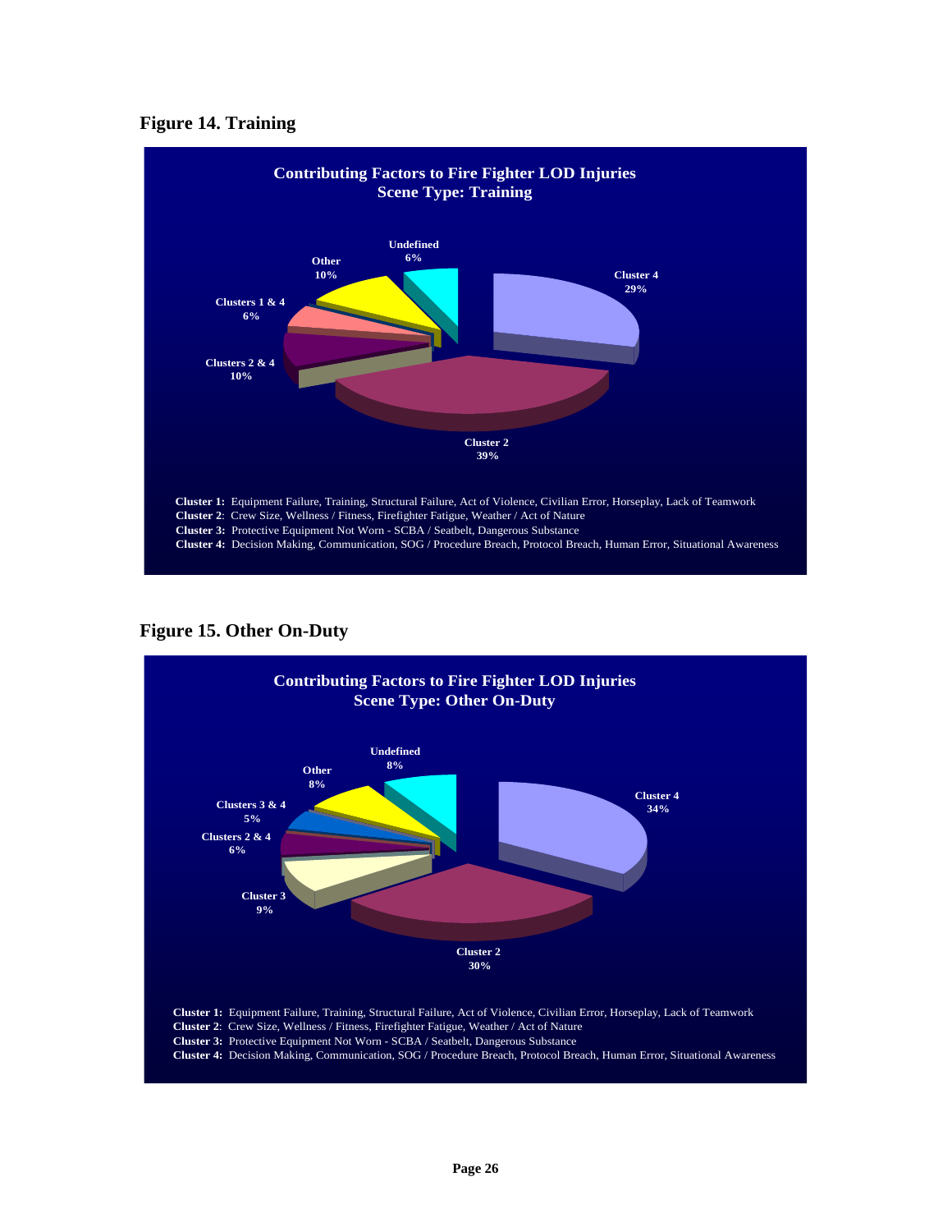## Figure 14. Training

**Contributing Factors to Fire Fighter LOD Injuries**
**Scene Type: Training**

- Cluster 4: 29%
- Cluster 2: 39%
- Clusters 2 & 4: 10%
- Clusters 1 & 4: 6%
- Other: 10%
- Undefined: 6%

**Cluster 1:** Equipment Failure, Training, Structural Failure, Act of Violence, Civilian Error, Horseplay, Lack of Teamwork
**Cluster 2**: Crew Size, Wellness / Fitness, Firefighter Fatigue, Weather / Act of Nature
**Cluster 3:** Protective Equipment Not Worn - SCBA / Seatbelt, Dangerous Substance
**Cluster 4:** Decision Making, Communication, SOG / Procedure Breach, Protocol Breach, Human Error, Situational Awareness

## Figure 15. Other On-Duty

**Contributing Factors to Fire Fighter LOD Injuries**
**Scene Type: Other On-Duty**

- Cluster 4: 34%
- Cluster 2: 30%
- Cluster 3: 9%
- Clusters 2 & 4: 6%
- Clusters 3 & 4: 5%
- Other: 8%
- Undefined: 8%

**Cluster 1:** Equipment Failure, Training, Structural Failure, Act of Violence, Civilian Error, Horseplay, Lack of Teamwork
**Cluster 2**: Crew Size, Wellness / Fitness, Firefighter Fatigue, Weather / Act of Nature
**Cluster 3:** Protective Equipment Not Worn - SCBA / Seatbelt, Dangerous Substance
**Cluster 4:** Decision Making, Communication, SOG / Procedure Breach, Protocol Breach, Human Error, Situational Awareness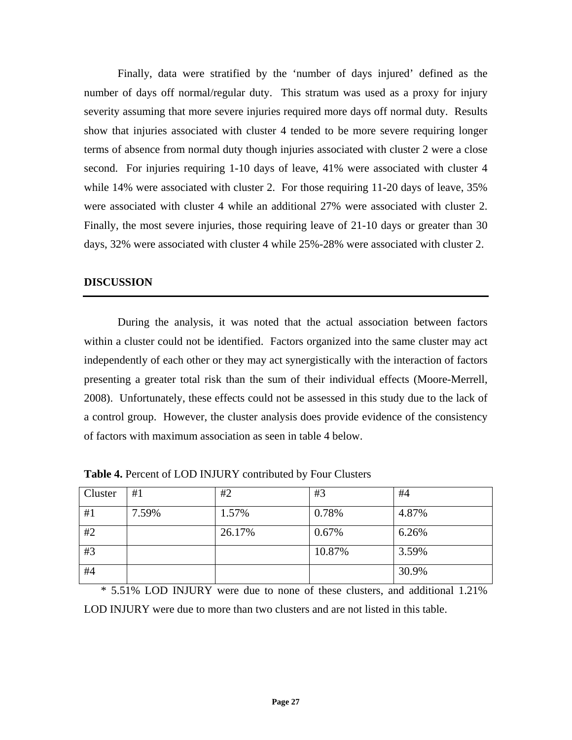Finally, data were stratified by the 'number of days injured' defined as the number of days off normal/regular duty. This stratum was used as a proxy for injury severity assuming that more severe injuries required more days off normal duty. Results show that injuries associated with cluster 4 tended to be more severe requiring longer terms of absence from normal duty though injuries associated with cluster 2 were a close second. For injuries requiring 1-10 days of leave, 41% were associated with cluster 4 while 14% were associated with cluster 2. For those requiring 11-20 days of leave, 35% were associated with cluster 4 while an additional 27% were associated with cluster 2. Finally, the most severe injuries, those requiring leave of 21-10 days or greater than 30 days, 32% were associated with cluster 4 while 25%-28% were associated with cluster 2.

## DISCUSSION

During the analysis, it was noted that the actual association between factors within a cluster could not be identified. Factors organized into the same cluster may act independently of each other or they may act synergistically with the interaction of factors presenting a greater total risk than the sum of their individual effects (Moore-Merrell, 2008). Unfortunately, these effects could not be assessed in this study due to the lack of a control group. However, the cluster analysis does provide evidence of the consistency of factors with maximum association as seen in table 4 below.

**Table 4.** Percent of LOD INJURY contributed by Four Clusters

| Cluster | #1 | #2 | #3 | #4 |
|---|---|---|---|---|
| #1 | 7.59% | 1.57% | 0.78% | 4.87% |
| #2 | | 26.17% | 0.67% | 6.26% |
| #3 | | | 10.87% | 3.59% |
| #4 | | | | 30.9% |

* 5.51% LOD INJURY were due to none of these clusters, and additional 1.21% LOD INJURY were due to more than two clusters and are not listed in this table.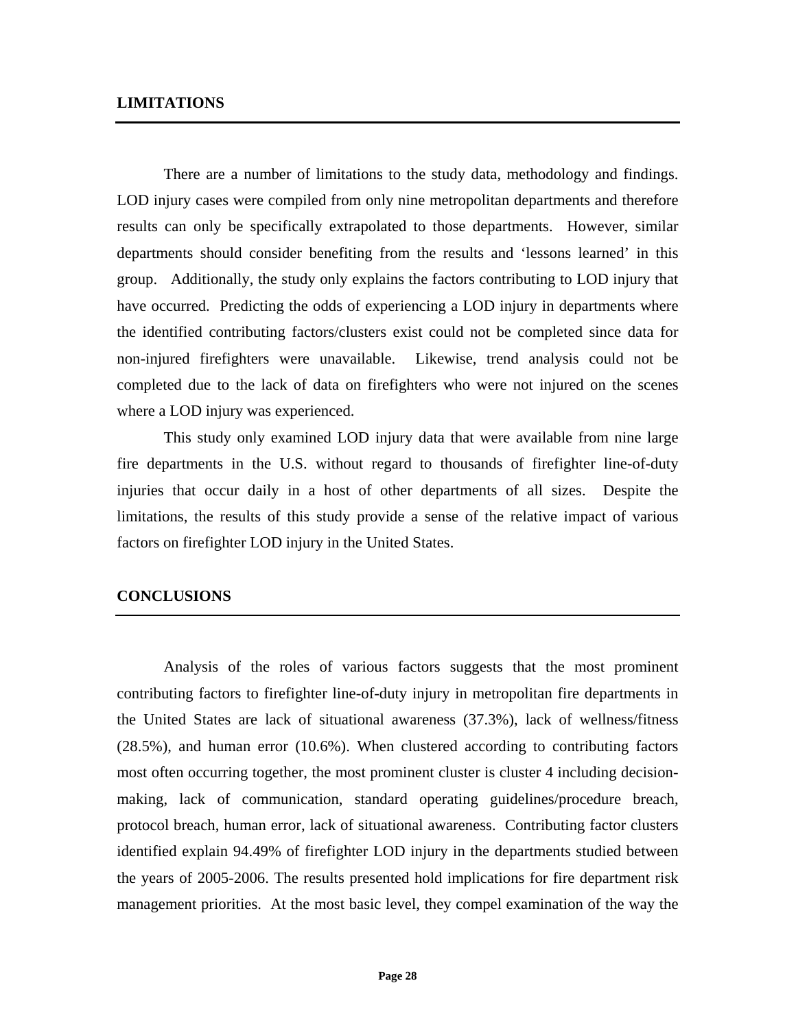## LIMITATIONS

There are a number of limitations to the study data, methodology and findings. LOD injury cases were compiled from only nine metropolitan departments and therefore results can only be specifically extrapolated to those departments. However, similar departments should consider benefiting from the results and 'lessons learned' in this group. Additionally, the study only explains the factors contributing to LOD injury that have occurred. Predicting the odds of experiencing a LOD injury in departments where the identified contributing factors/clusters exist could not be completed since data for non-injured firefighters were unavailable. Likewise, trend analysis could not be completed due to the lack of data on firefighters who were not injured on the scenes where a LOD injury was experienced.

This study only examined LOD injury data that were available from nine large fire departments in the U.S. without regard to thousands of firefighter line-of-duty injuries that occur daily in a host of other departments of all sizes. Despite the limitations, the results of this study provide a sense of the relative impact of various factors on firefighter LOD injury in the United States.

## CONCLUSIONS

Analysis of the roles of various factors suggests that the most prominent contributing factors to firefighter line-of-duty injury in metropolitan fire departments in the United States are lack of situational awareness (37.3%), lack of wellness/fitness (28.5%), and human error (10.6%). When clustered according to contributing factors most often occurring together, the most prominent cluster is cluster 4 including decision-making, lack of communication, standard operating guidelines/procedure breach, protocol breach, human error, lack of situational awareness. Contributing factor clusters identified explain 94.49% of firefighter LOD injury in the departments studied between the years of 2005-2006. The results presented hold implications for fire department risk management priorities. At the most basic level, they compel examination of the way the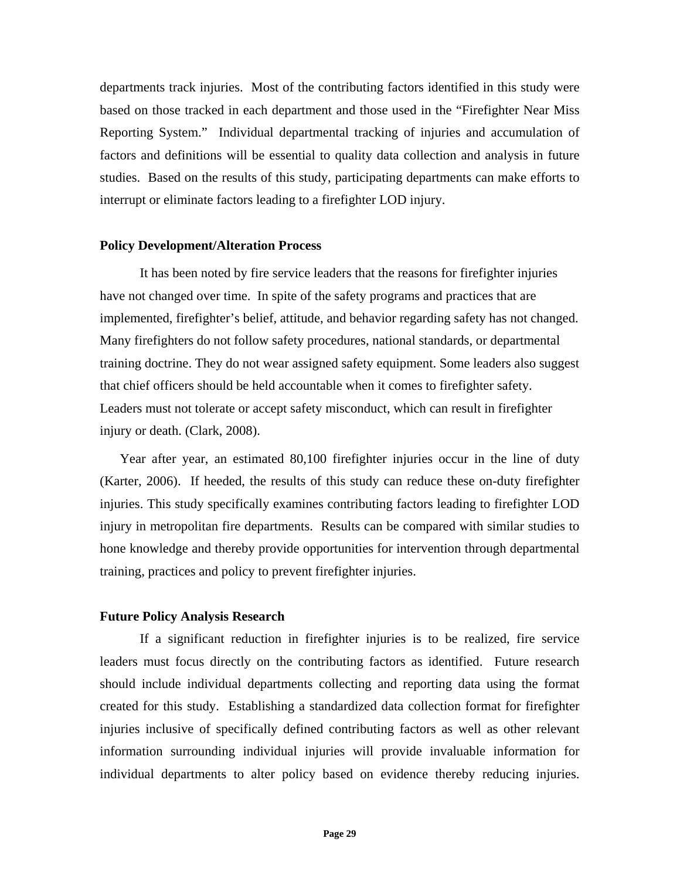departments track injuries. Most of the contributing factors identified in this study were based on those tracked in each department and those used in the "Firefighter Near Miss Reporting System." Individual departmental tracking of injuries and accumulation of factors and definitions will be essential to quality data collection and analysis in future studies. Based on the results of this study, participating departments can make efforts to interrupt or eliminate factors leading to a firefighter LOD injury.

**Policy Development/Alteration Process**

It has been noted by fire service leaders that the reasons for firefighter injuries have not changed over time. In spite of the safety programs and practices that are implemented, firefighter's belief, attitude, and behavior regarding safety has not changed. Many firefighters do not follow safety procedures, national standards, or departmental training doctrine. They do not wear assigned safety equipment. Some leaders also suggest that chief officers should be held accountable when it comes to firefighter safety. Leaders must not tolerate or accept safety misconduct, which can result in firefighter injury or death. (Clark, 2008).

Year after year, an estimated 80,100 firefighter injuries occur in the line of duty (Karter, 2006). If heeded, the results of this study can reduce these on-duty firefighter injuries. This study specifically examines contributing factors leading to firefighter LOD injury in metropolitan fire departments. Results can be compared with similar studies to hone knowledge and thereby provide opportunities for intervention through departmental training, practices and policy to prevent firefighter injuries.

**Future Policy Analysis Research**

If a significant reduction in firefighter injuries is to be realized, fire service leaders must focus directly on the contributing factors as identified. Future research should include individual departments collecting and reporting data using the format created for this study. Establishing a standardized data collection format for firefighter injuries inclusive of specifically defined contributing factors as well as other relevant information surrounding individual injuries will provide invaluable information for individual departments to alter policy based on evidence thereby reducing injuries.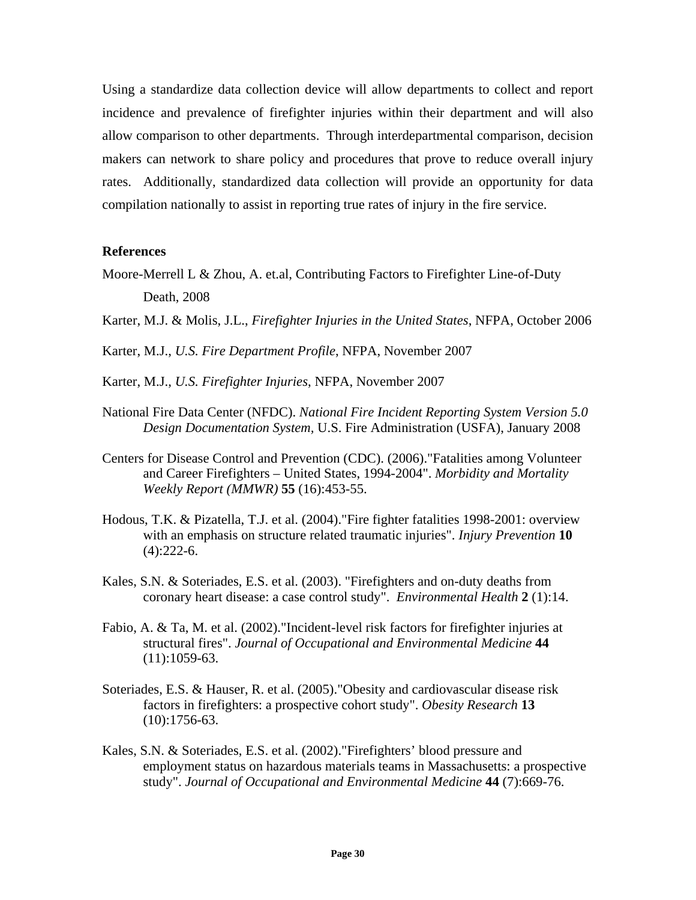Using a standardize data collection device will allow departments to collect and report incidence and prevalence of firefighter injuries within their department and will also allow comparison to other departments. Through interdepartmental comparison, decision makers can network to share policy and procedures that prove to reduce overall injury rates. Additionally, standardized data collection will provide an opportunity for data compilation nationally to assist in reporting true rates of injury in the fire service.

**References**

Moore-Merrell L & Zhou, A. et.al, Contributing Factors to Firefighter Line-of-Duty Death, 2008

Karter, M.J. & Molis, J.L., *Firefighter Injuries in the United States*, NFPA, October 2006

Karter, M.J., *U.S. Fire Department Profile*, NFPA, November 2007

Karter, M.J., *U.S. Firefighter Injuries*, NFPA, November 2007

National Fire Data Center (NFDC). *National Fire Incident Reporting System Version 5.0 Design Documentation System,* U.S. Fire Administration (USFA), January 2008

Centers for Disease Control and Prevention (CDC). (2006)."Fatalities among Volunteer and Career Firefighters – United States, 1994-2004". *Morbidity and Mortality Weekly Report (MMWR)* **55** (16):453-55.

Hodous, T.K. & Pizatella, T.J. et al. (2004)."Fire fighter fatalities 1998-2001: overview with an emphasis on structure related traumatic injuries". *Injury Prevention* **10** (4):222-6.

Kales, S.N. & Soteriades, E.S. et al. (2003). "Firefighters and on-duty deaths from coronary heart disease: a case control study". *Environmental Health* **2** (1):14.

Fabio, A. & Ta, M. et al. (2002)."Incident-level risk factors for firefighter injuries at structural fires". *Journal of Occupational and Environmental Medicine* **44** (11):1059-63.

Soteriades, E.S. & Hauser, R. et al. (2005)."Obesity and cardiovascular disease risk factors in firefighters: a prospective cohort study". *Obesity Research* **13** (10):1756-63.

Kales, S.N. & Soteriades, E.S. et al. (2002)."Firefighters' blood pressure and employment status on hazardous materials teams in Massachusetts: a prospective study". *Journal of Occupational and Environmental Medicine* **44** (7):669-76.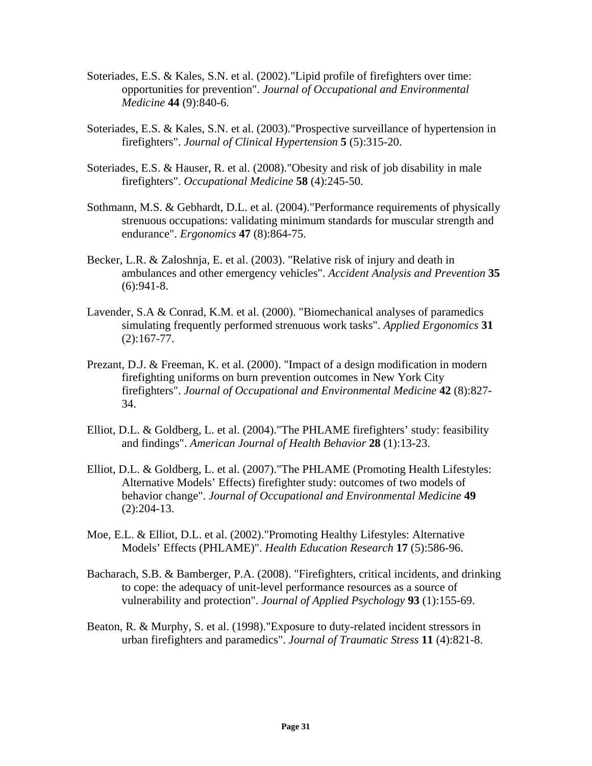Soteriades, E.S. & Kales, S.N. et al. (2002)."Lipid profile of firefighters over time: opportunities for prevention". *Journal of Occupational and Environmental Medicine* **44** (9):840-6.

Soteriades, E.S. & Kales, S.N. et al. (2003)."Prospective surveillance of hypertension in firefighters". *Journal of Clinical Hypertension* **5** (5):315-20.

Soteriades, E.S. & Hauser, R. et al. (2008)."Obesity and risk of job disability in male firefighters". *Occupational Medicine* **58** (4):245-50.

Sothmann, M.S. & Gebhardt, D.L. et al. (2004)."Performance requirements of physically strenuous occupations: validating minimum standards for muscular strength and endurance". *Ergonomics* **47** (8):864-75.

Becker, L.R. & Zaloshnja, E. et al. (2003). "Relative risk of injury and death in ambulances and other emergency vehicles". *Accident Analysis and Prevention* **35** (6):941-8.

Lavender, S.A & Conrad, K.M. et al. (2000). "Biomechanical analyses of paramedics simulating frequently performed strenuous work tasks". *Applied Ergonomics* **31** (2):167-77.

Prezant, D.J. & Freeman, K. et al. (2000). "Impact of a design modification in modern firefighting uniforms on burn prevention outcomes in New York City firefighters". *Journal of Occupational and Environmental Medicine* **42** (8):827-34.

Elliot, D.L. & Goldberg, L. et al. (2004)."The PHLAME firefighters' study: feasibility and findings". *American Journal of Health Behavior* **28** (1):13-23.

Elliot, D.L. & Goldberg, L. et al. (2007)."The PHLAME (Promoting Health Lifestyles: Alternative Models' Effects) firefighter study: outcomes of two models of behavior change". *Journal of Occupational and Environmental Medicine* **49** (2):204-13.

Moe, E.L. & Elliot, D.L. et al. (2002)."Promoting Healthy Lifestyles: Alternative Models' Effects (PHLAME)". *Health Education Research* **17** (5):586-96.

Bacharach, S.B. & Bamberger, P.A. (2008). "Firefighters, critical incidents, and drinking to cope: the adequacy of unit-level performance resources as a source of vulnerability and protection". *Journal of Applied Psychology* **93** (1):155-69.

Beaton, R. & Murphy, S. et al. (1998)."Exposure to duty-related incident stressors in urban firefighters and paramedics". *Journal of Traumatic Stress* **11** (4):821-8.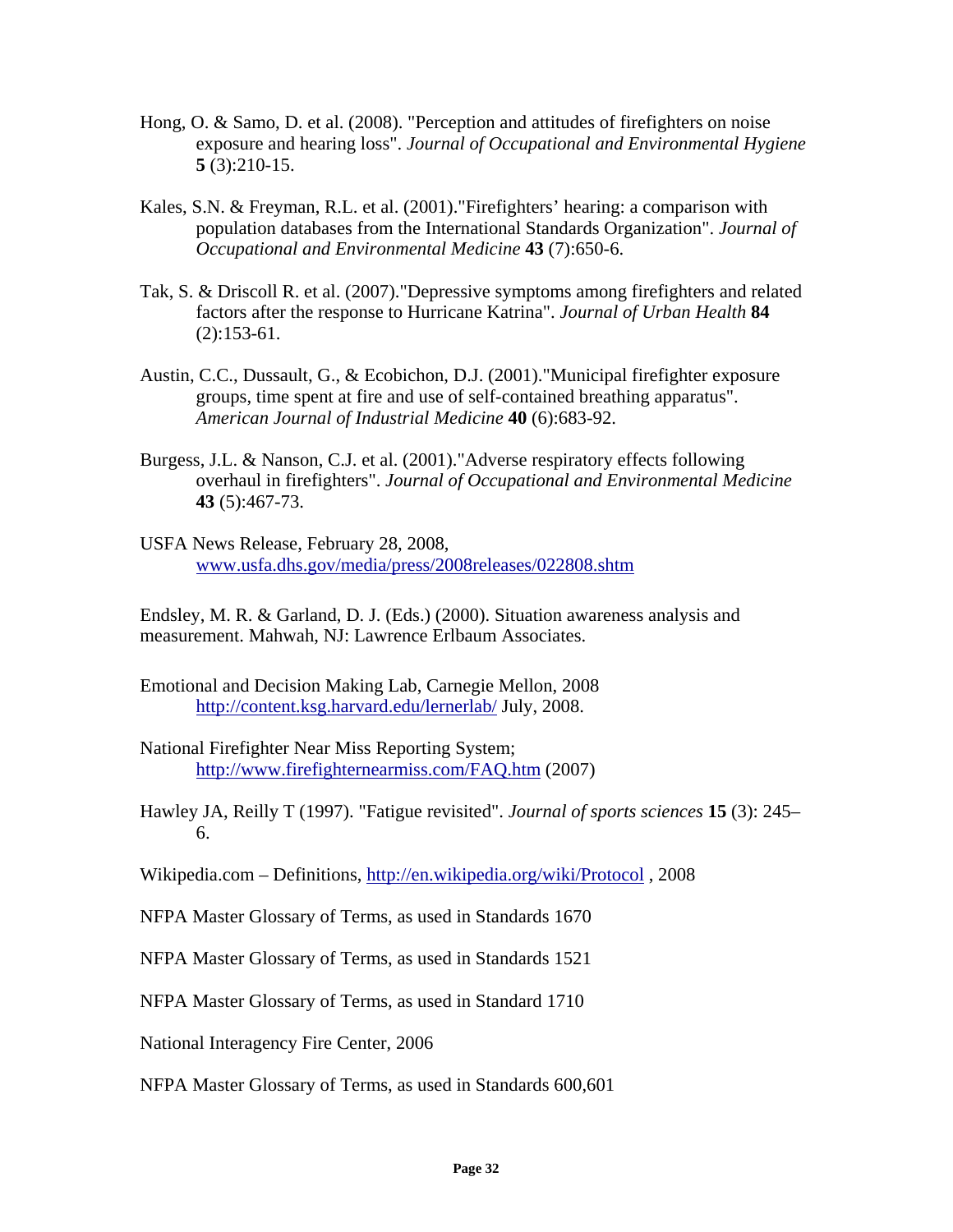Hong, O. & Samo, D. et al. (2008). "Perception and attitudes of firefighters on noise exposure and hearing loss". *Journal of Occupational and Environmental Hygiene* **5** (3):210-15.

Kales, S.N. & Freyman, R.L. et al. (2001)."Firefighters' hearing: a comparison with population databases from the International Standards Organization". *Journal of Occupational and Environmental Medicine* **43** (7):650-6.

Tak, S. & Driscoll R. et al. (2007)."Depressive symptoms among firefighters and related factors after the response to Hurricane Katrina". *Journal of Urban Health* **84** (2):153-61.

Austin, C.C., Dussault, G., & Ecobichon, D.J. (2001)."Municipal firefighter exposure groups, time spent at fire and use of self-contained breathing apparatus". *American Journal of Industrial Medicine* **40** (6):683-92.

Burgess, J.L. & Nanson, C.J. et al. (2001)."Adverse respiratory effects following overhaul in firefighters". *Journal of Occupational and Environmental Medicine* **43** (5):467-73.

USFA News Release, February 28, 2008, www.usfa.dhs.gov/media/press/2008releases/022808.shtm

Endsley, M. R. & Garland, D. J. (Eds.) (2000). Situation awareness analysis and measurement. Mahwah, NJ: Lawrence Erlbaum Associates.

Emotional and Decision Making Lab, Carnegie Mellon, 2008 http://content.ksg.harvard.edu/lernerlab/ July, 2008.

National Firefighter Near Miss Reporting System; http://www.firefighternearmiss.com/FAQ.htm (2007)

Hawley JA, Reilly T (1997). "Fatigue revisited". *Journal of sports sciences* **15** (3): 245–6.

Wikipedia.com – Definitions, http://en.wikipedia.org/wiki/Protocol , 2008

NFPA Master Glossary of Terms, as used in Standards 1670

NFPA Master Glossary of Terms, as used in Standards 1521

NFPA Master Glossary of Terms, as used in Standard 1710

National Interagency Fire Center, 2006

NFPA Master Glossary of Terms, as used in Standards 600,601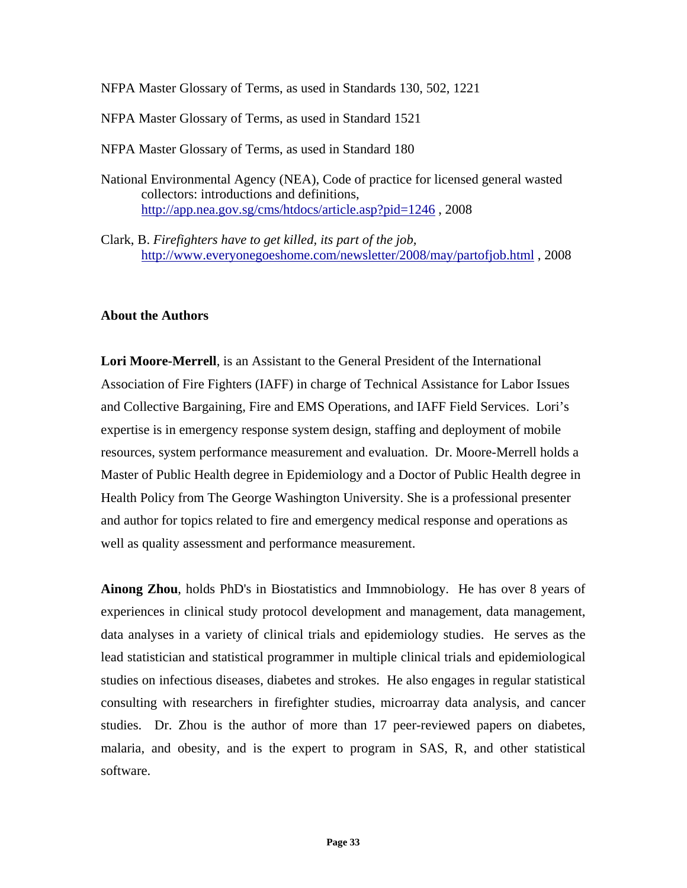NFPA Master Glossary of Terms, as used in Standards 130, 502, 1221

NFPA Master Glossary of Terms, as used in Standard 1521

NFPA Master Glossary of Terms, as used in Standard 180

National Environmental Agency (NEA), Code of practice for licensed general wasted collectors: introductions and definitions, http://app.nea.gov.sg/cms/htdocs/article.asp?pid=1246 , 2008

Clark, B. *Firefighters have to get killed, its part of the job,* http://www.everyonegoeshome.com/newsletter/2008/may/partofjob.html , 2008

**About the Authors**

**Lori Moore-Merrell**, is an Assistant to the General President of the International Association of Fire Fighters (IAFF) in charge of Technical Assistance for Labor Issues and Collective Bargaining, Fire and EMS Operations, and IAFF Field Services. Lori's expertise is in emergency response system design, staffing and deployment of mobile resources, system performance measurement and evaluation. Dr. Moore-Merrell holds a Master of Public Health degree in Epidemiology and a Doctor of Public Health degree in Health Policy from The George Washington University. She is a professional presenter and author for topics related to fire and emergency medical response and operations as well as quality assessment and performance measurement.

**Ainong Zhou**, holds PhD's in Biostatistics and Immnobiology. He has over 8 years of experiences in clinical study protocol development and management, data management, data analyses in a variety of clinical trials and epidemiology studies. He serves as the lead statistician and statistical programmer in multiple clinical trials and epidemiological studies on infectious diseases, diabetes and strokes. He also engages in regular statistical consulting with researchers in firefighter studies, microarray data analysis, and cancer studies. Dr. Zhou is the author of more than 17 peer-reviewed papers on diabetes, malaria, and obesity, and is the expert to program in SAS, R, and other statistical software.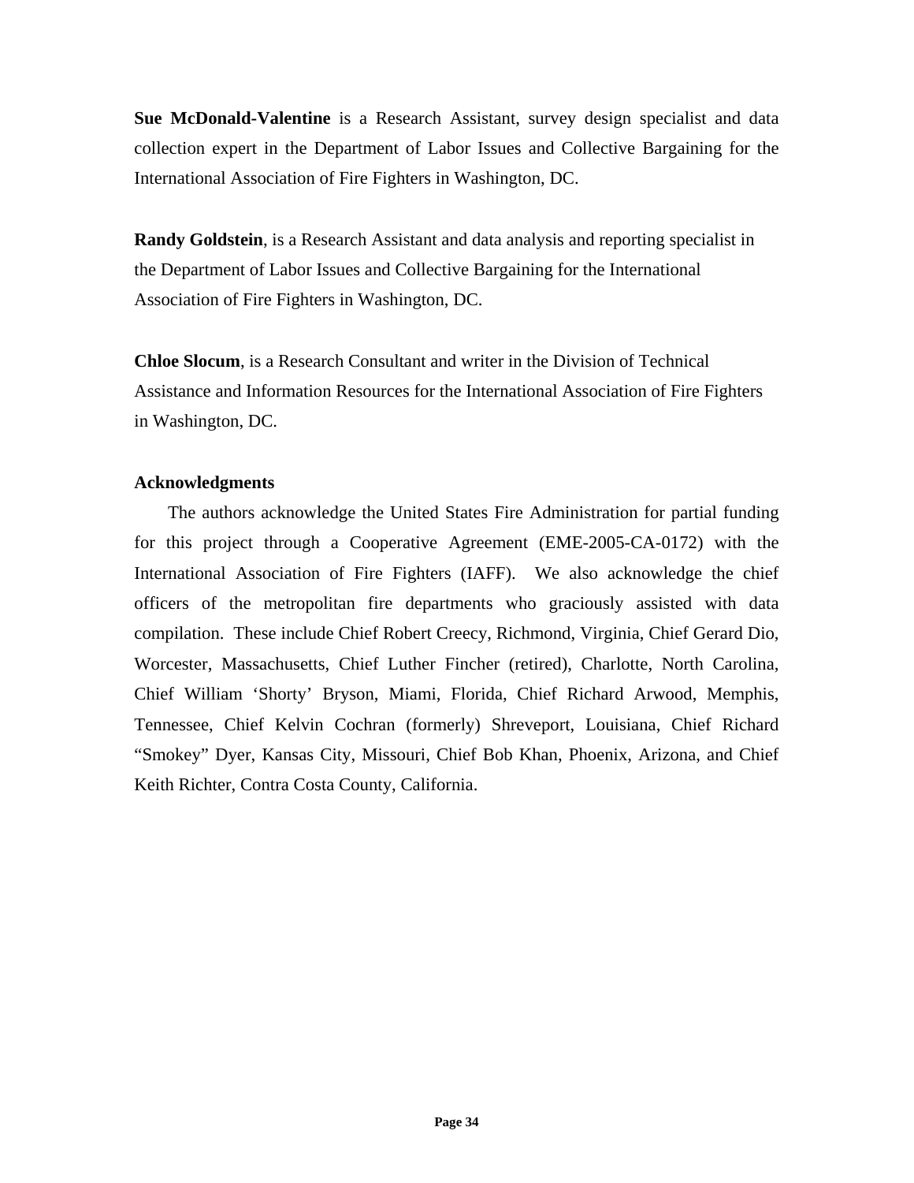**Sue McDonald-Valentine** is a Research Assistant, survey design specialist and data collection expert in the Department of Labor Issues and Collective Bargaining for the International Association of Fire Fighters in Washington, DC.

**Randy Goldstein**, is a Research Assistant and data analysis and reporting specialist in the Department of Labor Issues and Collective Bargaining for the International Association of Fire Fighters in Washington, DC.

**Chloe Slocum**, is a Research Consultant and writer in the Division of Technical Assistance and Information Resources for the International Association of Fire Fighters in Washington, DC.

**Acknowledgments**

The authors acknowledge the United States Fire Administration for partial funding for this project through a Cooperative Agreement (EME-2005-CA-0172) with the International Association of Fire Fighters (IAFF). We also acknowledge the chief officers of the metropolitan fire departments who graciously assisted with data compilation. These include Chief Robert Creecy, Richmond, Virginia, Chief Gerard Dio, Worcester, Massachusetts, Chief Luther Fincher (retired), Charlotte, North Carolina, Chief William 'Shorty' Bryson, Miami, Florida, Chief Richard Arwood, Memphis, Tennessee, Chief Kelvin Cochran (formerly) Shreveport, Louisiana, Chief Richard "Smokey" Dyer, Kansas City, Missouri, Chief Bob Khan, Phoenix, Arizona, and Chief Keith Richter, Contra Costa County, California.